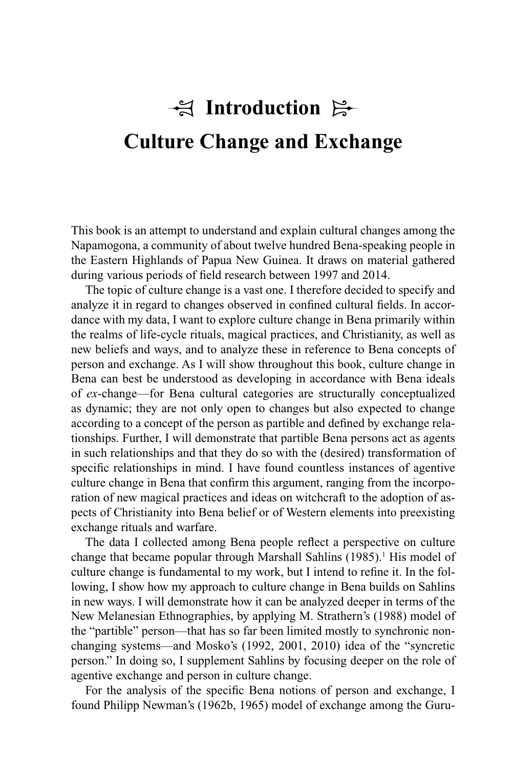# Introduction

## Culture Change and Exchange

This book is an attempt to understand and explain cultural changes among the Napamogona, a community of about twelve hundred Bena-speaking people in the Eastern Highlands of Papua New Guinea. It draws on material gathered during various periods of field research between 1997 and 2014.

The topic of culture change is a vast one. I therefore decided to specify and analyze it in regard to changes observed in confined cultural fields. In accordance with my data, I want to explore culture change in Bena primarily within the realms of life-cycle rituals, magical practices, and Christianity, as well as new beliefs and ways, and to analyze these in reference to Bena concepts of person and exchange. As I will show throughout this book, culture change in Bena can best be understood as developing in accordance with Bena ideals of *ex*-change—for Bena cultural categories are structurally conceptualized as dynamic; they are not only open to changes but also expected to change according to a concept of the person as partible and defined by exchange relationships. Further, I will demonstrate that partible Bena persons act as agents in such relationships and that they do so with the (desired) transformation of specific relationships in mind. I have found countless instances of agentive culture change in Bena that confirm this argument, ranging from the incorporation of new magical practices and ideas on witchcraft to the adoption of aspects of Christianity into Bena belief or of Western elements into preexisting exchange rituals and warfare.

The data I collected among Bena people reflect a perspective on culture change that became popular through Marshall Sahlins (1985).[1] His model of culture change is fundamental to my work, but I intend to refine it. In the following, I show how my approach to culture change in Bena builds on Sahlins in new ways. I will demonstrate how it can be analyzed deeper in terms of the New Melanesian Ethnographies, by applying M. Strathern's (1988) model of the "partible" person—that has so far been limited mostly to synchronic non-changing systems—and Mosko's (1992, 2001, 2010) idea of the "syncretic person." In doing so, I supplement Sahlins by focusing deeper on the role of agentive exchange and person in culture change.

For the analysis of the specific Bena notions of person and exchange, I found Philipp Newman's (1962b, 1965) model of exchange among the Guru-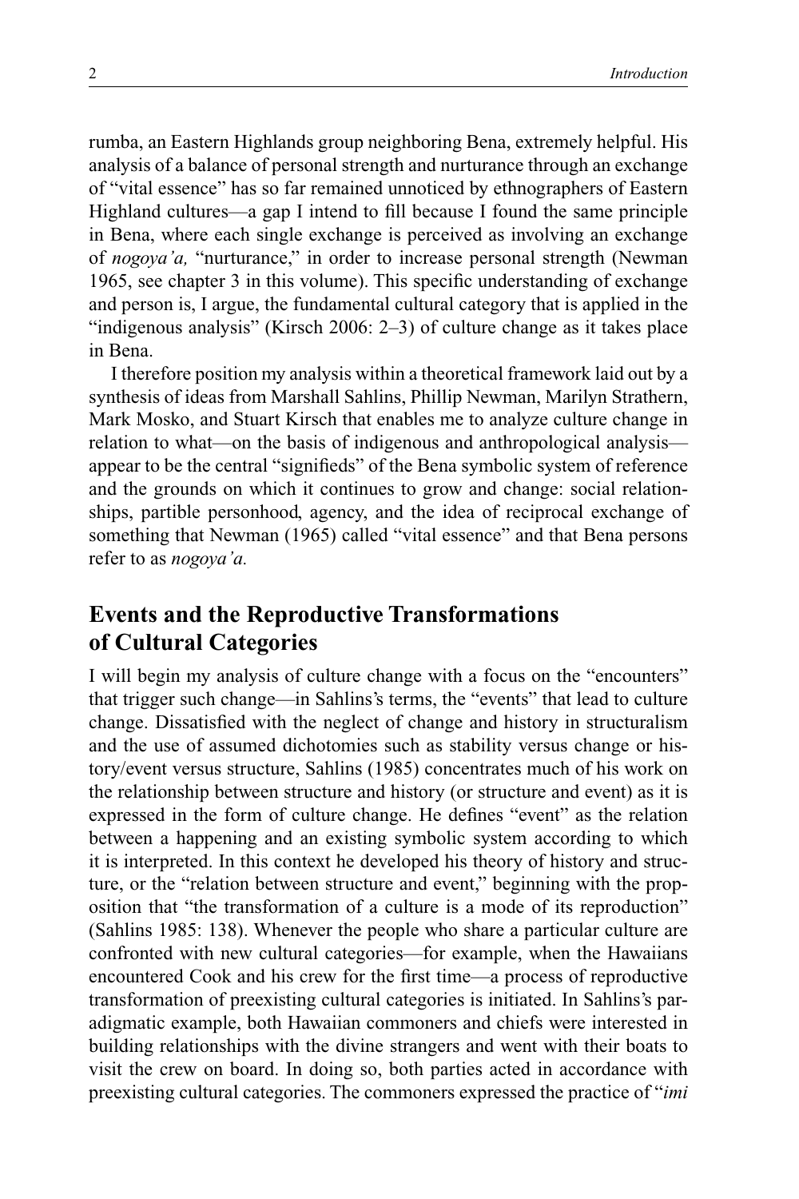rumba, an Eastern Highlands group neighboring Bena, extremely helpful. His analysis of a balance of personal strength and nurturance through an exchange of "vital essence" has so far remained unnoticed by ethnographers of Eastern Highland cultures—a gap I intend to fill because I found the same principle in Bena, where each single exchange is perceived as involving an exchange of *nogoya'a,* "nurturance," in order to increase personal strength (Newman 1965, see chapter 3 in this volume). This specific understanding of exchange and person is, I argue, the fundamental cultural category that is applied in the "indigenous analysis" (Kirsch 2006: 2–3) of culture change as it takes place in Bena.

I therefore position my analysis within a theoretical framework laid out by a synthesis of ideas from Marshall Sahlins, Phillip Newman, Marilyn Strathern, Mark Mosko, and Stuart Kirsch that enables me to analyze culture change in relation to what—on the basis of indigenous and anthropological analysis—appear to be the central "signifieds" of the Bena symbolic system of reference and the grounds on which it continues to grow and change: social relationships, partible personhood, agency, and the idea of reciprocal exchange of something that Newman (1965) called "vital essence" and that Bena persons refer to as *nogoya'a.*

## Events and the Reproductive Transformations of Cultural Categories

I will begin my analysis of culture change with a focus on the "encounters" that trigger such change—in Sahlins's terms, the "events" that lead to culture change. Dissatisfied with the neglect of change and history in structuralism and the use of assumed dichotomies such as stability versus change or history/event versus structure, Sahlins (1985) concentrates much of his work on the relationship between structure and history (or structure and event) as it is expressed in the form of culture change. He defines "event" as the relation between a happening and an existing symbolic system according to which it is interpreted. In this context he developed his theory of history and structure, or the "relation between structure and event," beginning with the proposition that "the transformation of a culture is a mode of its reproduction" (Sahlins 1985: 138). Whenever the people who share a particular culture are confronted with new cultural categories—for example, when the Hawaiians encountered Cook and his crew for the first time—a process of reproductive transformation of preexisting cultural categories is initiated. In Sahlins's paradigmatic example, both Hawaiian commoners and chiefs were interested in building relationships with the divine strangers and went with their boats to visit the crew on board. In doing so, both parties acted in accordance with preexisting cultural categories. The commoners expressed the practice of "*imi*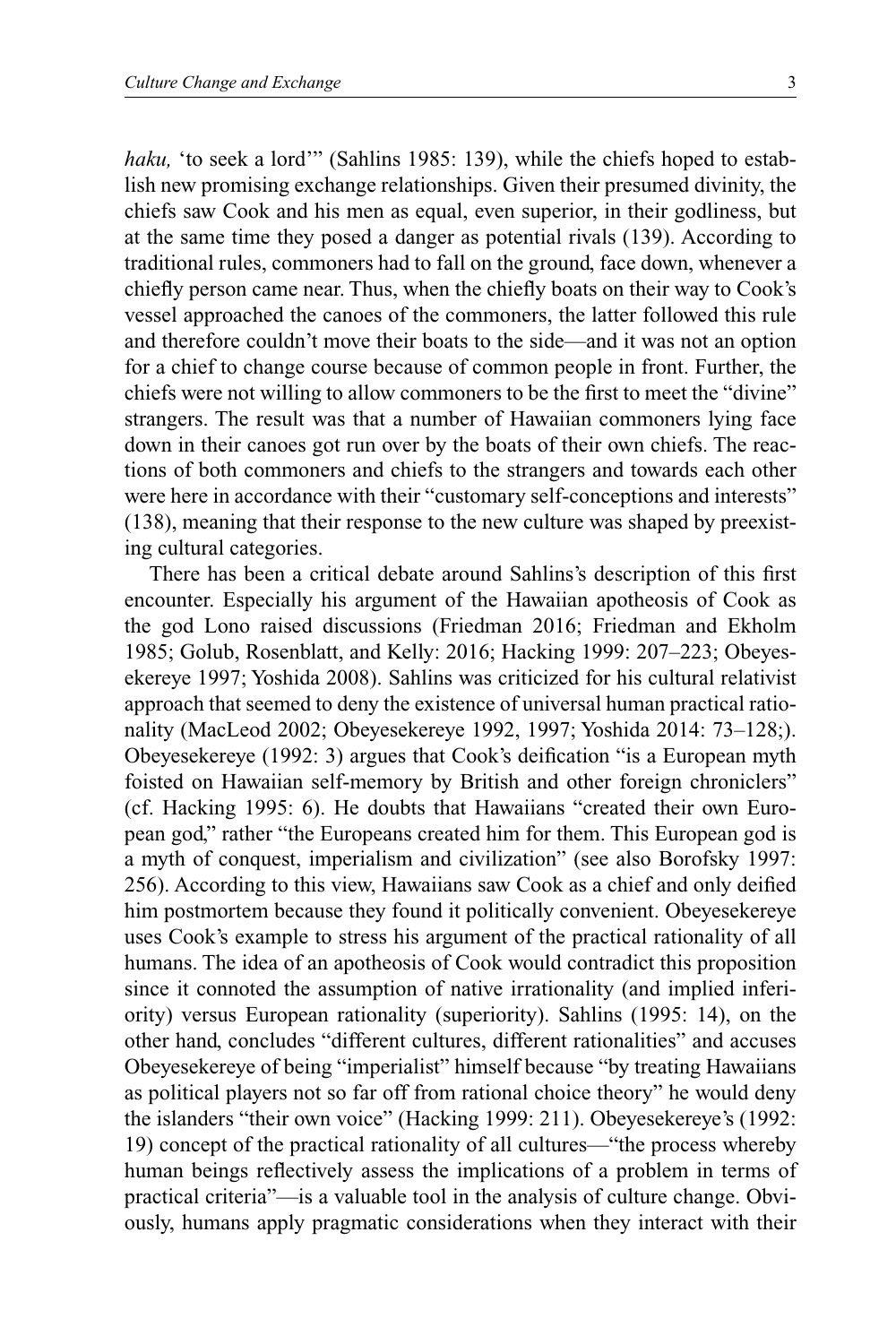*haku,* 'to seek a lord'" (Sahlins 1985: 139), while the chiefs hoped to establish new promising exchange relationships. Given their presumed divinity, the chiefs saw Cook and his men as equal, even superior, in their godliness, but at the same time they posed a danger as potential rivals (139). According to traditional rules, commoners had to fall on the ground, face down, whenever a chiefly person came near. Thus, when the chiefly boats on their way to Cook's vessel approached the canoes of the commoners, the latter followed this rule and therefore couldn't move their boats to the side—and it was not an option for a chief to change course because of common people in front. Further, the chiefs were not willing to allow commoners to be the first to meet the "divine" strangers. The result was that a number of Hawaiian commoners lying face down in their canoes got run over by the boats of their own chiefs. The reactions of both commoners and chiefs to the strangers and towards each other were here in accordance with their "customary self-conceptions and interests" (138), meaning that their response to the new culture was shaped by preexisting cultural categories.

There has been a critical debate around Sahlins's description of this first encounter. Especially his argument of the Hawaiian apotheosis of Cook as the god Lono raised discussions (Friedman 2016; Friedman and Ekholm 1985; Golub, Rosenblatt, and Kelly: 2016; Hacking 1999: 207–223; Obeyesekereye 1997; Yoshida 2008). Sahlins was criticized for his cultural relativist approach that seemed to deny the existence of universal human practical rationality (MacLeod 2002; Obeyesekereye 1992, 1997; Yoshida 2014: 73–128;). Obeyesekereye (1992: 3) argues that Cook's deification "is a European myth foisted on Hawaiian self-memory by British and other foreign chroniclers" (cf. Hacking 1995: 6). He doubts that Hawaiians "created their own European god," rather "the Europeans created him for them. This European god is a myth of conquest, imperialism and civilization" (see also Borofsky 1997: 256). According to this view, Hawaiians saw Cook as a chief and only deified him postmortem because they found it politically convenient. Obeyesekereye uses Cook's example to stress his argument of the practical rationality of all humans. The idea of an apotheosis of Cook would contradict this proposition since it connoted the assumption of native irrationality (and implied inferiority) versus European rationality (superiority). Sahlins (1995: 14), on the other hand, concludes "different cultures, different rationalities" and accuses Obeyesekereye of being "imperialist" himself because "by treating Hawaiians as political players not so far off from rational choice theory" he would deny the islanders "their own voice" (Hacking 1999: 211). Obeyesekereye's (1992: 19) concept of the practical rationality of all cultures—"the process whereby human beings reflectively assess the implications of a problem in terms of practical criteria"—is a valuable tool in the analysis of culture change. Obviously, humans apply pragmatic considerations when they interact with their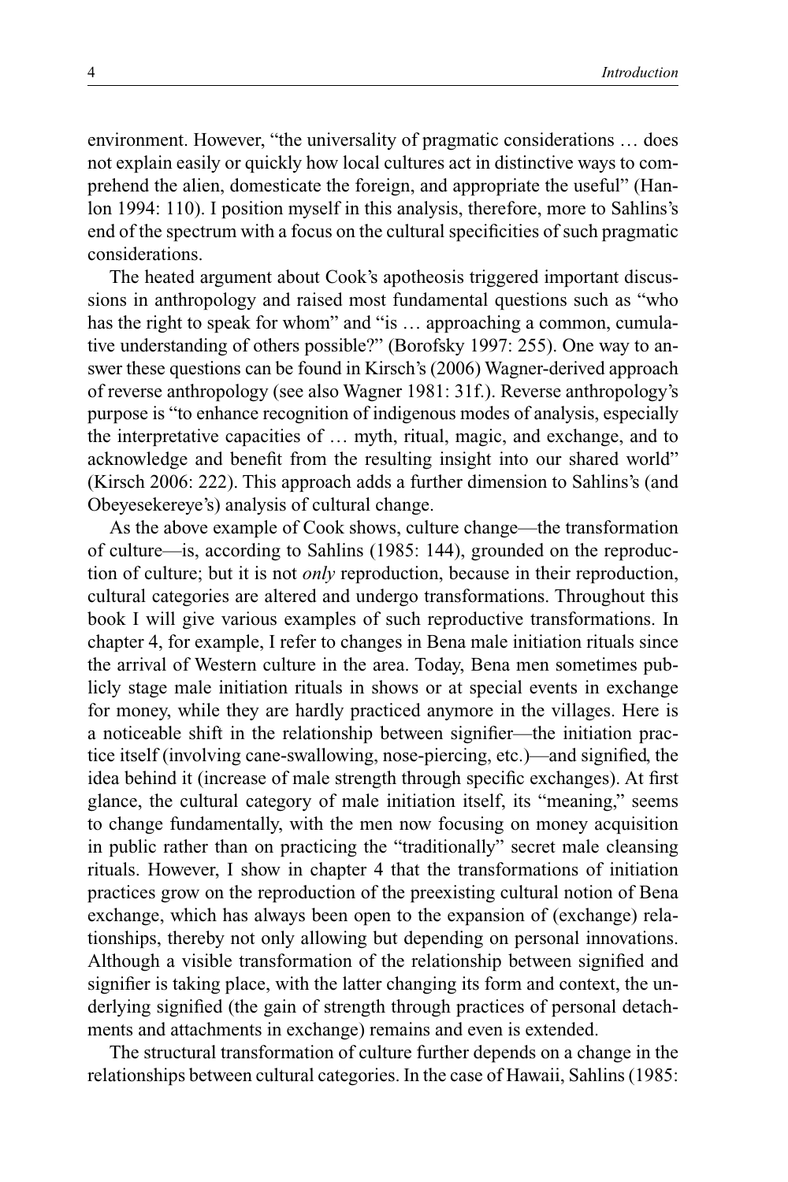environment. However, "the universality of pragmatic considerations … does not explain easily or quickly how local cultures act in distinctive ways to comprehend the alien, domesticate the foreign, and appropriate the useful" (Hanlon 1994: 110). I position myself in this analysis, therefore, more to Sahlins's end of the spectrum with a focus on the cultural specificities of such pragmatic considerations.

The heated argument about Cook's apotheosis triggered important discussions in anthropology and raised most fundamental questions such as "who has the right to speak for whom" and "is … approaching a common, cumulative understanding of others possible?" (Borofsky 1997: 255). One way to answer these questions can be found in Kirsch's (2006) Wagner-derived approach of reverse anthropology (see also Wagner 1981: 31f.). Reverse anthropology's purpose is "to enhance recognition of indigenous modes of analysis, especially the interpretative capacities of … myth, ritual, magic, and exchange, and to acknowledge and benefit from the resulting insight into our shared world" (Kirsch 2006: 222). This approach adds a further dimension to Sahlins's (and Obeyesekereye's) analysis of cultural change.

As the above example of Cook shows, culture change—the transformation of culture—is, according to Sahlins (1985: 144), grounded on the reproduction of culture; but it is not *only* reproduction, because in their reproduction, cultural categories are altered and undergo transformations. Throughout this book I will give various examples of such reproductive transformations. In chapter 4, for example, I refer to changes in Bena male initiation rituals since the arrival of Western culture in the area. Today, Bena men sometimes publicly stage male initiation rituals in shows or at special events in exchange for money, while they are hardly practiced anymore in the villages. Here is a noticeable shift in the relationship between signifier—the initiation practice itself (involving cane-swallowing, nose-piercing, etc.)—and signified, the idea behind it (increase of male strength through specific exchanges). At first glance, the cultural category of male initiation itself, its "meaning," seems to change fundamentally, with the men now focusing on money acquisition in public rather than on practicing the "traditionally" secret male cleansing rituals. However, I show in chapter 4 that the transformations of initiation practices grow on the reproduction of the preexisting cultural notion of Bena exchange, which has always been open to the expansion of (exchange) relationships, thereby not only allowing but depending on personal innovations. Although a visible transformation of the relationship between signified and signifier is taking place, with the latter changing its form and context, the underlying signified (the gain of strength through practices of personal detachments and attachments in exchange) remains and even is extended.

The structural transformation of culture further depends on a change in the relationships between cultural categories. In the case of Hawaii, Sahlins (1985: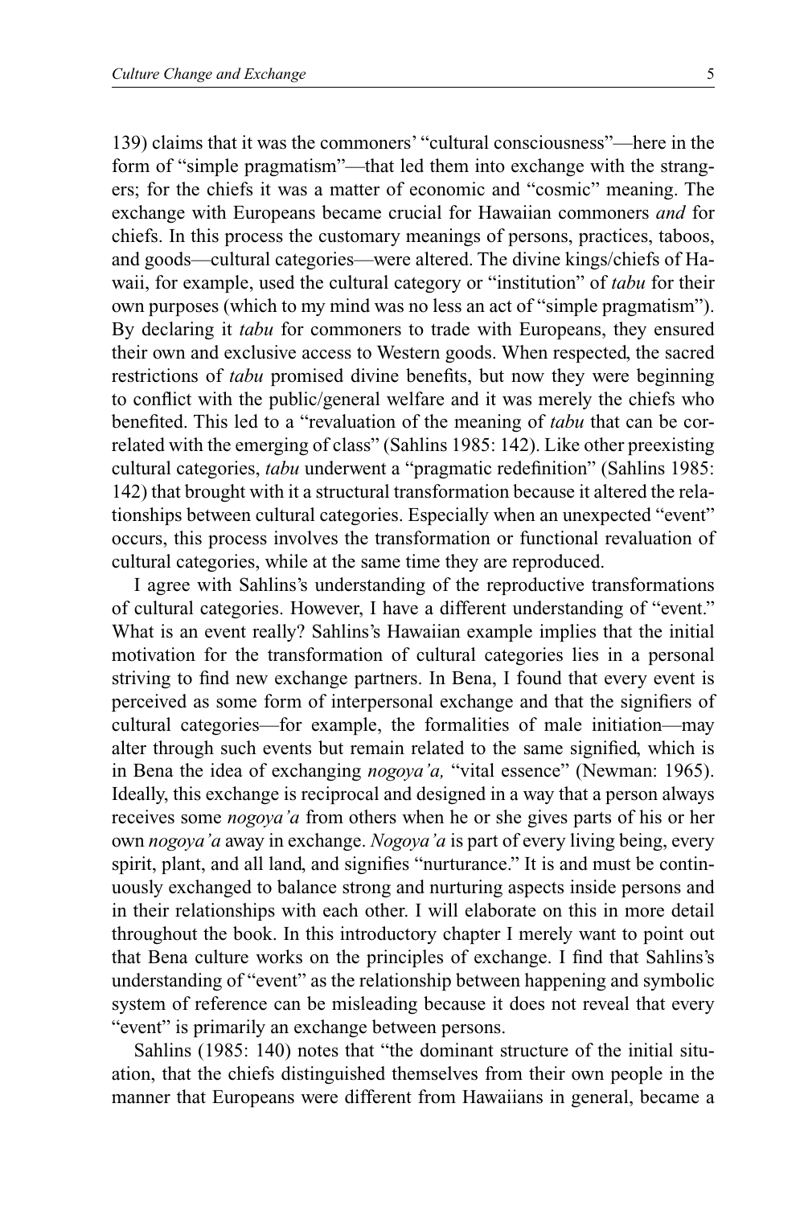139) claims that it was the commoners' "cultural consciousness"—here in the form of "simple pragmatism"—that led them into exchange with the strangers; for the chiefs it was a matter of economic and "cosmic" meaning. The exchange with Europeans became crucial for Hawaiian commoners *and* for chiefs. In this process the customary meanings of persons, practices, taboos, and goods—cultural categories—were altered. The divine kings/chiefs of Hawaii, for example, used the cultural category or "institution" of *tabu* for their own purposes (which to my mind was no less an act of "simple pragmatism"). By declaring it *tabu* for commoners to trade with Europeans, they ensured their own and exclusive access to Western goods. When respected, the sacred restrictions of *tabu* promised divine benefits, but now they were beginning to conflict with the public/general welfare and it was merely the chiefs who benefited. This led to a "revaluation of the meaning of *tabu* that can be correlated with the emerging of class" (Sahlins 1985: 142). Like other preexisting cultural categories, *tabu* underwent a "pragmatic redefinition" (Sahlins 1985: 142) that brought with it a structural transformation because it altered the relationships between cultural categories. Especially when an unexpected "event" occurs, this process involves the transformation or functional revaluation of cultural categories, while at the same time they are reproduced.

I agree with Sahlins's understanding of the reproductive transformations of cultural categories. However, I have a different understanding of "event." What is an event really? Sahlins's Hawaiian example implies that the initial motivation for the transformation of cultural categories lies in a personal striving to find new exchange partners. In Bena, I found that every event is perceived as some form of interpersonal exchange and that the signifiers of cultural categories—for example, the formalities of male initiation—may alter through such events but remain related to the same signified, which is in Bena the idea of exchanging *nogoya'a,* "vital essence" (Newman: 1965). Ideally, this exchange is reciprocal and designed in a way that a person always receives some *nogoya'a* from others when he or she gives parts of his or her own *nogoya'a* away in exchange. *Nogoya'a* is part of every living being, every spirit, plant, and all land, and signifies "nurturance." It is and must be continuously exchanged to balance strong and nurturing aspects inside persons and in their relationships with each other. I will elaborate on this in more detail throughout the book. In this introductory chapter I merely want to point out that Bena culture works on the principles of exchange. I find that Sahlins's understanding of "event" as the relationship between happening and symbolic system of reference can be misleading because it does not reveal that every "event" is primarily an exchange between persons.

Sahlins (1985: 140) notes that "the dominant structure of the initial situation, that the chiefs distinguished themselves from their own people in the manner that Europeans were different from Hawaiians in general, became a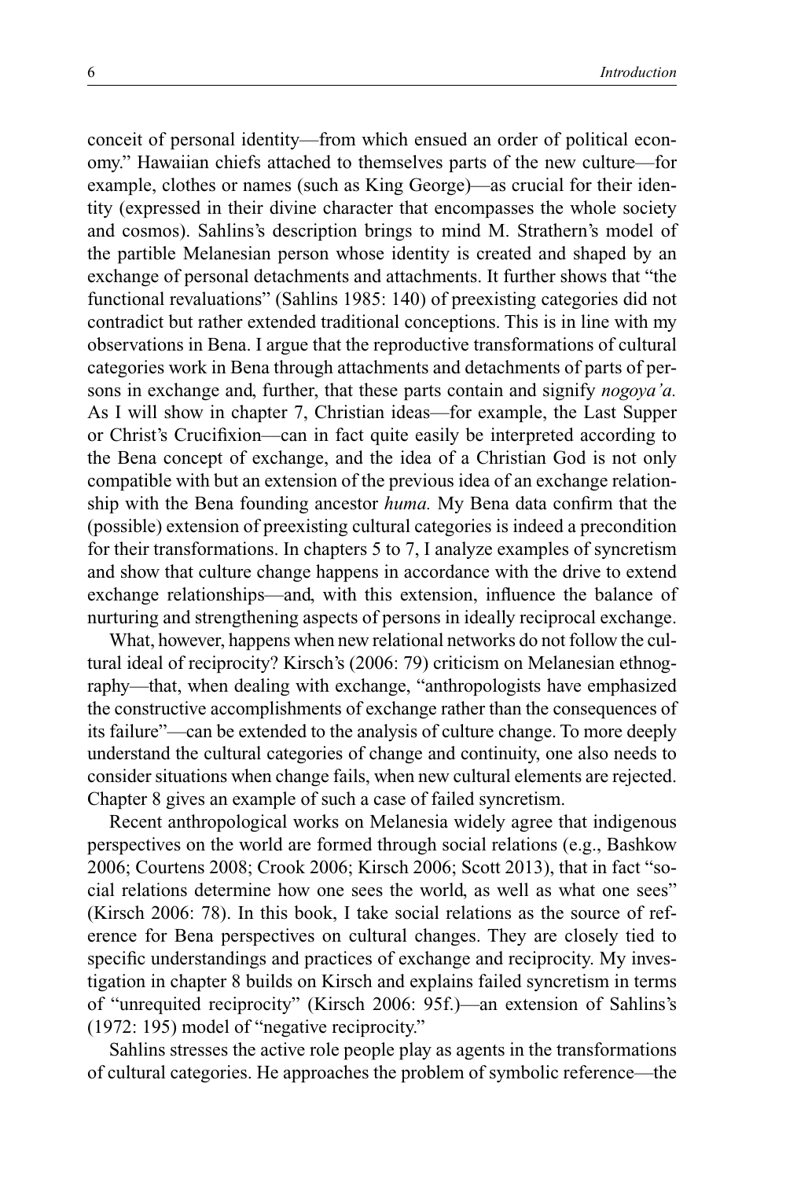conceit of personal identity—from which ensued an order of political economy." Hawaiian chiefs attached to themselves parts of the new culture—for example, clothes or names (such as King George)—as crucial for their identity (expressed in their divine character that encompasses the whole society and cosmos). Sahlins's description brings to mind M. Strathern's model of the partible Melanesian person whose identity is created and shaped by an exchange of personal detachments and attachments. It further shows that "the functional revaluations" (Sahlins 1985: 140) of preexisting categories did not contradict but rather extended traditional conceptions. This is in line with my observations in Bena. I argue that the reproductive transformations of cultural categories work in Bena through attachments and detachments of parts of persons in exchange and, further, that these parts contain and signify *nogoya'a.* As I will show in chapter 7, Christian ideas—for example, the Last Supper or Christ's Crucifixion—can in fact quite easily be interpreted according to the Bena concept of exchange, and the idea of a Christian God is not only compatible with but an extension of the previous idea of an exchange relationship with the Bena founding ancestor *huma.* My Bena data confirm that the (possible) extension of preexisting cultural categories is indeed a precondition for their transformations. In chapters 5 to 7, I analyze examples of syncretism and show that culture change happens in accordance with the drive to extend exchange relationships—and, with this extension, influence the balance of nurturing and strengthening aspects of persons in ideally reciprocal exchange.

What, however, happens when new relational networks do not follow the cultural ideal of reciprocity? Kirsch's (2006: 79) criticism on Melanesian ethnography—that, when dealing with exchange, "anthropologists have emphasized the constructive accomplishments of exchange rather than the consequences of its failure"—can be extended to the analysis of culture change. To more deeply understand the cultural categories of change and continuity, one also needs to consider situations when change fails, when new cultural elements are rejected. Chapter 8 gives an example of such a case of failed syncretism.

Recent anthropological works on Melanesia widely agree that indigenous perspectives on the world are formed through social relations (e.g., Bashkow 2006; Courtens 2008; Crook 2006; Kirsch 2006; Scott 2013), that in fact "social relations determine how one sees the world, as well as what one sees" (Kirsch 2006: 78). In this book, I take social relations as the source of reference for Bena perspectives on cultural changes. They are closely tied to specific understandings and practices of exchange and reciprocity. My investigation in chapter 8 builds on Kirsch and explains failed syncretism in terms of "unrequited reciprocity" (Kirsch 2006: 95f.)—an extension of Sahlins's (1972: 195) model of "negative reciprocity."

Sahlins stresses the active role people play as agents in the transformations of cultural categories. He approaches the problem of symbolic reference—the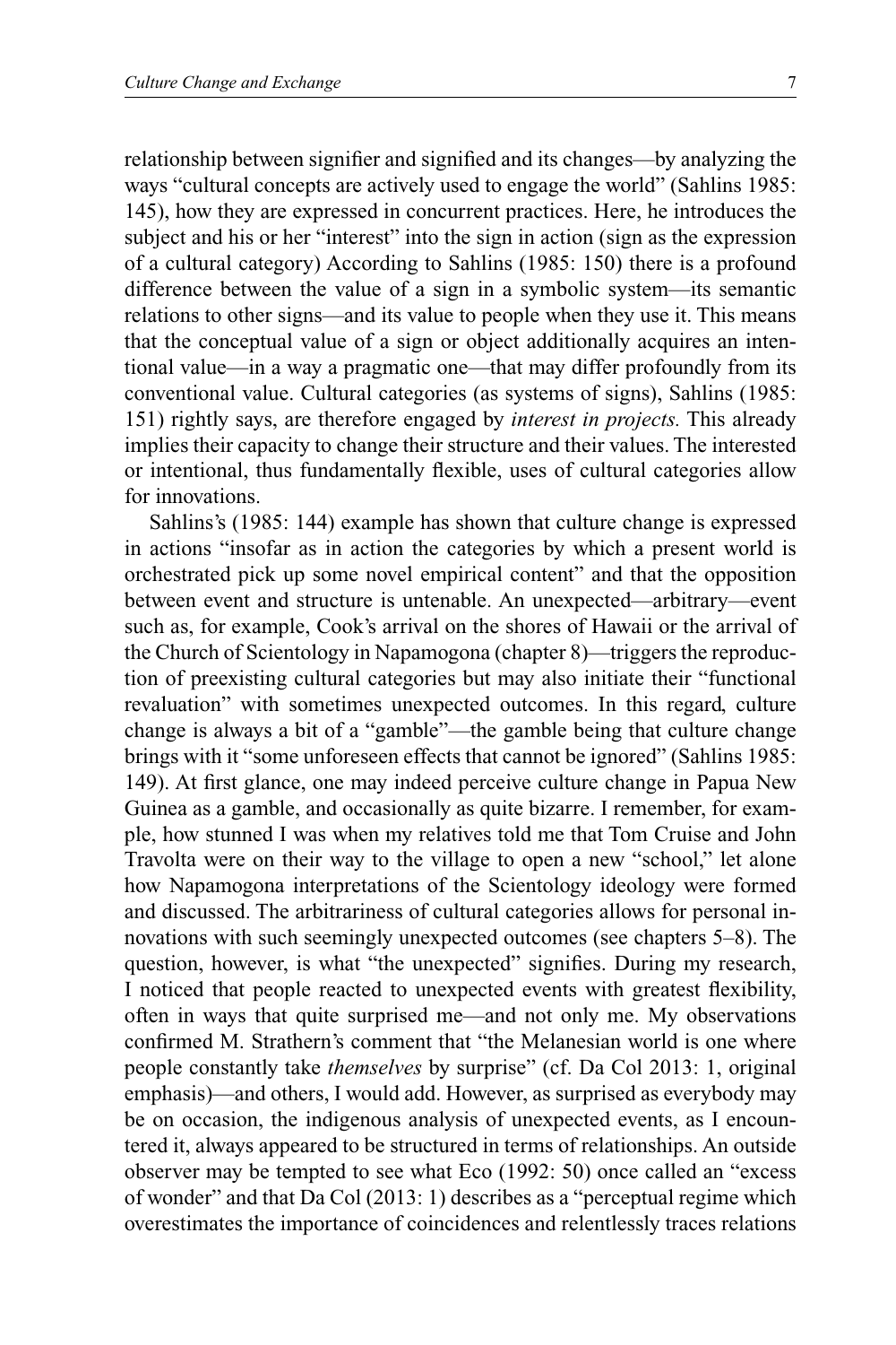relationship between signifier and signified and its changes—by analyzing the ways "cultural concepts are actively used to engage the world" (Sahlins 1985: 145), how they are expressed in concurrent practices. Here, he introduces the subject and his or her "interest" into the sign in action (sign as the expression of a cultural category) According to Sahlins (1985: 150) there is a profound difference between the value of a sign in a symbolic system—its semantic relations to other signs—and its value to people when they use it. This means that the conceptual value of a sign or object additionally acquires an intentional value—in a way a pragmatic one—that may differ profoundly from its conventional value. Cultural categories (as systems of signs), Sahlins (1985: 151) rightly says, are therefore engaged by *interest in projects.* This already implies their capacity to change their structure and their values. The interested or intentional, thus fundamentally flexible, uses of cultural categories allow for innovations.

Sahlins's (1985: 144) example has shown that culture change is expressed in actions "insofar as in action the categories by which a present world is orchestrated pick up some novel empirical content" and that the opposition between event and structure is untenable. An unexpected—arbitrary—event such as, for example, Cook's arrival on the shores of Hawaii or the arrival of the Church of Scientology in Napamogona (chapter 8)—triggers the reproduction of preexisting cultural categories but may also initiate their "functional revaluation" with sometimes unexpected outcomes. In this regard, culture change is always a bit of a "gamble"—the gamble being that culture change brings with it "some unforeseen effects that cannot be ignored" (Sahlins 1985: 149). At first glance, one may indeed perceive culture change in Papua New Guinea as a gamble, and occasionally as quite bizarre. I remember, for example, how stunned I was when my relatives told me that Tom Cruise and John Travolta were on their way to the village to open a new "school," let alone how Napamogona interpretations of the Scientology ideology were formed and discussed. The arbitrariness of cultural categories allows for personal innovations with such seemingly unexpected outcomes (see chapters 5–8). The question, however, is what "the unexpected" signifies. During my research, I noticed that people reacted to unexpected events with greatest flexibility, often in ways that quite surprised me—and not only me. My observations confirmed M. Strathern's comment that "the Melanesian world is one where people constantly take *themselves* by surprise" (cf. Da Col 2013: 1, original emphasis)—and others, I would add. However, as surprised as everybody may be on occasion, the indigenous analysis of unexpected events, as I encountered it, always appeared to be structured in terms of relationships. An outside observer may be tempted to see what Eco (1992: 50) once called an "excess of wonder" and that Da Col (2013: 1) describes as a "perceptual regime which overestimates the importance of coincidences and relentlessly traces relations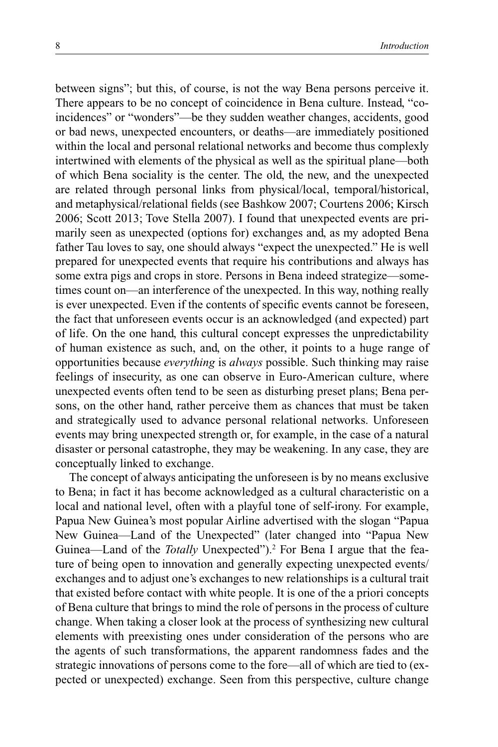between signs"; but this, of course, is not the way Bena persons perceive it. There appears to be no concept of coincidence in Bena culture. Instead, "coincidences" or "wonders"—be they sudden weather changes, accidents, good or bad news, unexpected encounters, or deaths—are immediately positioned within the local and personal relational networks and become thus complexly intertwined with elements of the physical as well as the spiritual plane—both of which Bena sociality is the center. The old, the new, and the unexpected are related through personal links from physical/local, temporal/historical, and metaphysical/relational fields (see Bashkow 2007; Courtens 2006; Kirsch 2006; Scott 2013; Tove Stella 2007). I found that unexpected events are primarily seen as unexpected (options for) exchanges and, as my adopted Bena father Tau loves to say, one should always "expect the unexpected." He is well prepared for unexpected events that require his contributions and always has some extra pigs and crops in store. Persons in Bena indeed strategize—sometimes count on—an interference of the unexpected. In this way, nothing really is ever unexpected. Even if the contents of specific events cannot be foreseen, the fact that unforeseen events occur is an acknowledged (and expected) part of life. On the one hand, this cultural concept expresses the unpredictability of human existence as such, and, on the other, it points to a huge range of opportunities because *everything* is *always* possible. Such thinking may raise feelings of insecurity, as one can observe in Euro-American culture, where unexpected events often tend to be seen as disturbing preset plans; Bena persons, on the other hand, rather perceive them as chances that must be taken and strategically used to advance personal relational networks. Unforeseen events may bring unexpected strength or, for example, in the case of a natural disaster or personal catastrophe, they may be weakening. In any case, they are conceptually linked to exchange.

The concept of always anticipating the unforeseen is by no means exclusive to Bena; in fact it has become acknowledged as a cultural characteristic on a local and national level, often with a playful tone of self-irony. For example, Papua New Guinea's most popular Airline advertised with the slogan "Papua New Guinea—Land of the Unexpected" (later changed into "Papua New Guinea—Land of the *Totally* Unexpected").[2] For Bena I argue that the feature of being open to innovation and generally expecting unexpected events/exchanges and to adjust one's exchanges to new relationships is a cultural trait that existed before contact with white people. It is one of the a priori concepts of Bena culture that brings to mind the role of persons in the process of culture change. When taking a closer look at the process of synthesizing new cultural elements with preexisting ones under consideration of the persons who are the agents of such transformations, the apparent randomness fades and the strategic innovations of persons come to the fore—all of which are tied to (expected or unexpected) exchange. Seen from this perspective, culture change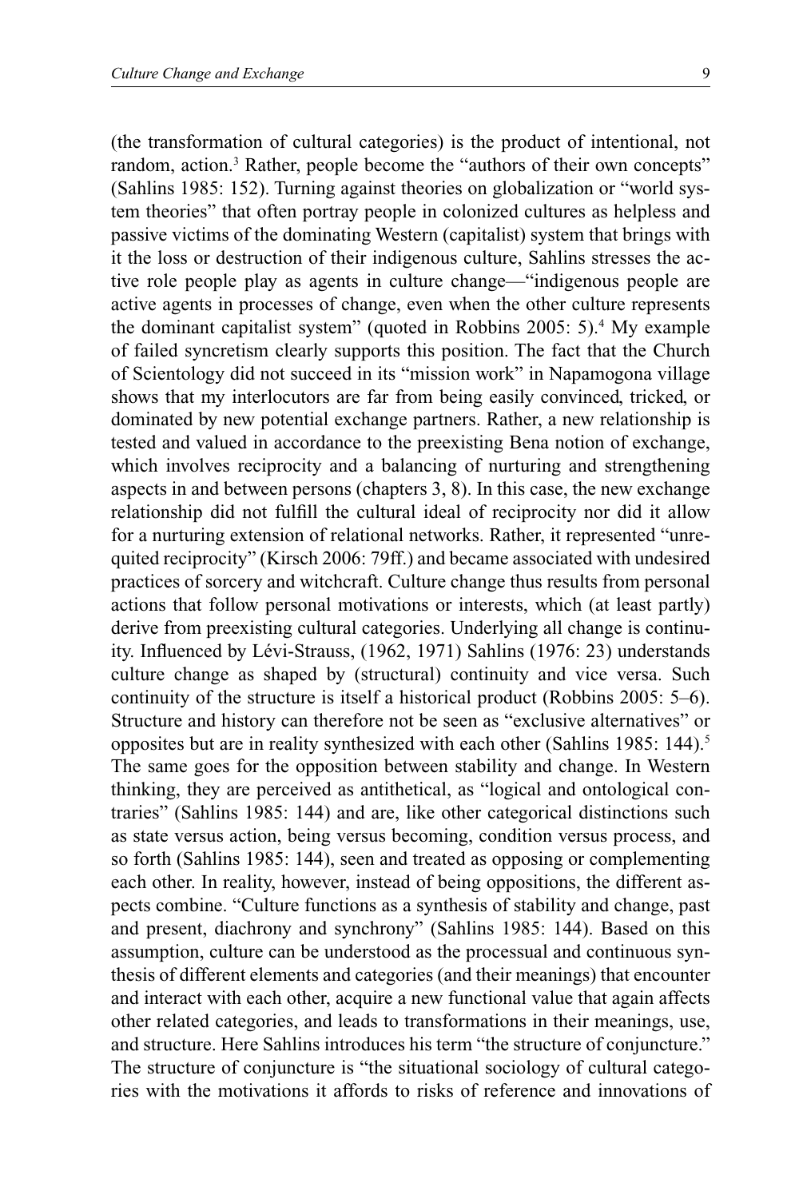(the transformation of cultural categories) is the product of intentional, not random, action.[3] Rather, people become the "authors of their own concepts" (Sahlins 1985: 152). Turning against theories on globalization or "world system theories" that often portray people in colonized cultures as helpless and passive victims of the dominating Western (capitalist) system that brings with it the loss or destruction of their indigenous culture, Sahlins stresses the active role people play as agents in culture change—"indigenous people are active agents in processes of change, even when the other culture represents the dominant capitalist system" (quoted in Robbins 2005: 5).[4] My example of failed syncretism clearly supports this position. The fact that the Church of Scientology did not succeed in its "mission work" in Napamogona village shows that my interlocutors are far from being easily convinced, tricked, or dominated by new potential exchange partners. Rather, a new relationship is tested and valued in accordance to the preexisting Bena notion of exchange, which involves reciprocity and a balancing of nurturing and strengthening aspects in and between persons (chapters 3, 8). In this case, the new exchange relationship did not fulfill the cultural ideal of reciprocity nor did it allow for a nurturing extension of relational networks. Rather, it represented "unrequited reciprocity" (Kirsch 2006: 79ff.) and became associated with undesired practices of sorcery and witchcraft. Culture change thus results from personal actions that follow personal motivations or interests, which (at least partly) derive from preexisting cultural categories. Underlying all change is continuity. Influenced by Lévi-Strauss, (1962, 1971) Sahlins (1976: 23) understands culture change as shaped by (structural) continuity and vice versa. Such continuity of the structure is itself a historical product (Robbins 2005: 5–6). Structure and history can therefore not be seen as "exclusive alternatives" or opposites but are in reality synthesized with each other (Sahlins 1985: 144).[5] The same goes for the opposition between stability and change. In Western thinking, they are perceived as antithetical, as "logical and ontological contraries" (Sahlins 1985: 144) and are, like other categorical distinctions such as state versus action, being versus becoming, condition versus process, and so forth (Sahlins 1985: 144), seen and treated as opposing or complementing each other. In reality, however, instead of being oppositions, the different aspects combine. "Culture functions as a synthesis of stability and change, past and present, diachrony and synchrony" (Sahlins 1985: 144). Based on this assumption, culture can be understood as the processual and continuous synthesis of different elements and categories (and their meanings) that encounter and interact with each other, acquire a new functional value that again affects other related categories, and leads to transformations in their meanings, use, and structure. Here Sahlins introduces his term "the structure of conjuncture." The structure of conjuncture is "the situational sociology of cultural categories with the motivations it affords to risks of reference and innovations of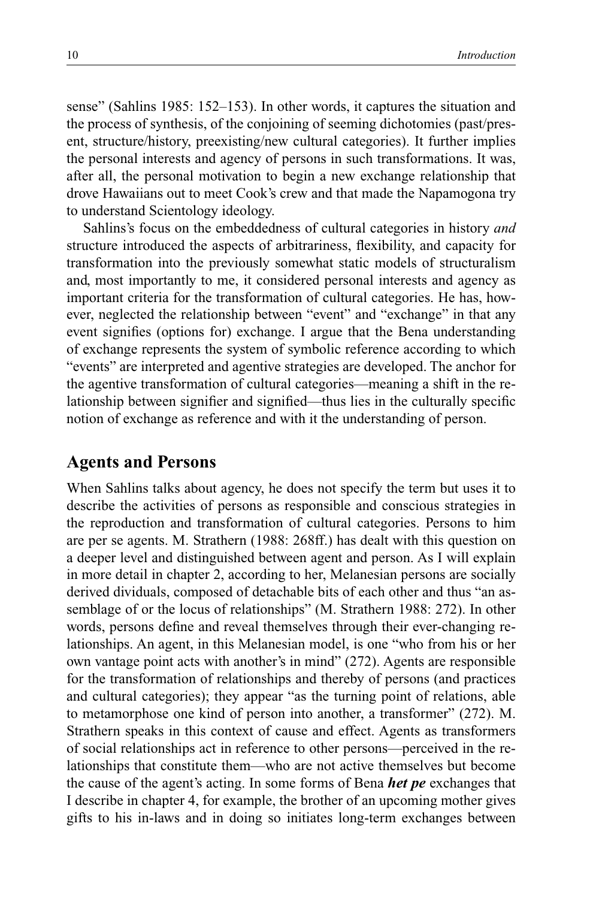sense" (Sahlins 1985: 152–153). In other words, it captures the situation and the process of synthesis, of the conjoining of seeming dichotomies (past/present, structure/history, preexisting/new cultural categories). It further implies the personal interests and agency of persons in such transformations. It was, after all, the personal motivation to begin a new exchange relationship that drove Hawaiians out to meet Cook's crew and that made the Napamogona try to understand Scientology ideology.

Sahlins's focus on the embeddedness of cultural categories in history *and* structure introduced the aspects of arbitrariness, flexibility, and capacity for transformation into the previously somewhat static models of structuralism and, most importantly to me, it considered personal interests and agency as important criteria for the transformation of cultural categories. He has, however, neglected the relationship between "event" and "exchange" in that any event signifies (options for) exchange. I argue that the Bena understanding of exchange represents the system of symbolic reference according to which "events" are interpreted and agentive strategies are developed. The anchor for the agentive transformation of cultural categories—meaning a shift in the relationship between signifier and signified—thus lies in the culturally specific notion of exchange as reference and with it the understanding of person.

## Agents and Persons

When Sahlins talks about agency, he does not specify the term but uses it to describe the activities of persons as responsible and conscious strategies in the reproduction and transformation of cultural categories. Persons to him are per se agents. M. Strathern (1988: 268ff.) has dealt with this question on a deeper level and distinguished between agent and person. As I will explain in more detail in chapter 2, according to her, Melanesian persons are socially derived dividuals, composed of detachable bits of each other and thus "an assemblage of or the locus of relationships" (M. Strathern 1988: 272). In other words, persons define and reveal themselves through their ever-changing relationships. An agent, in this Melanesian model, is one "who from his or her own vantage point acts with another's in mind" (272). Agents are responsible for the transformation of relationships and thereby of persons (and practices and cultural categories); they appear "as the turning point of relations, able to metamorphose one kind of person into another, a transformer" (272). M. Strathern speaks in this context of cause and effect. Agents as transformers of social relationships act in reference to other persons—perceived in the relationships that constitute them—who are not active themselves but become the cause of the agent's acting. In some forms of Bena ***het pe*** exchanges that I describe in chapter 4, for example, the brother of an upcoming mother gives gifts to his in-laws and in doing so initiates long-term exchanges between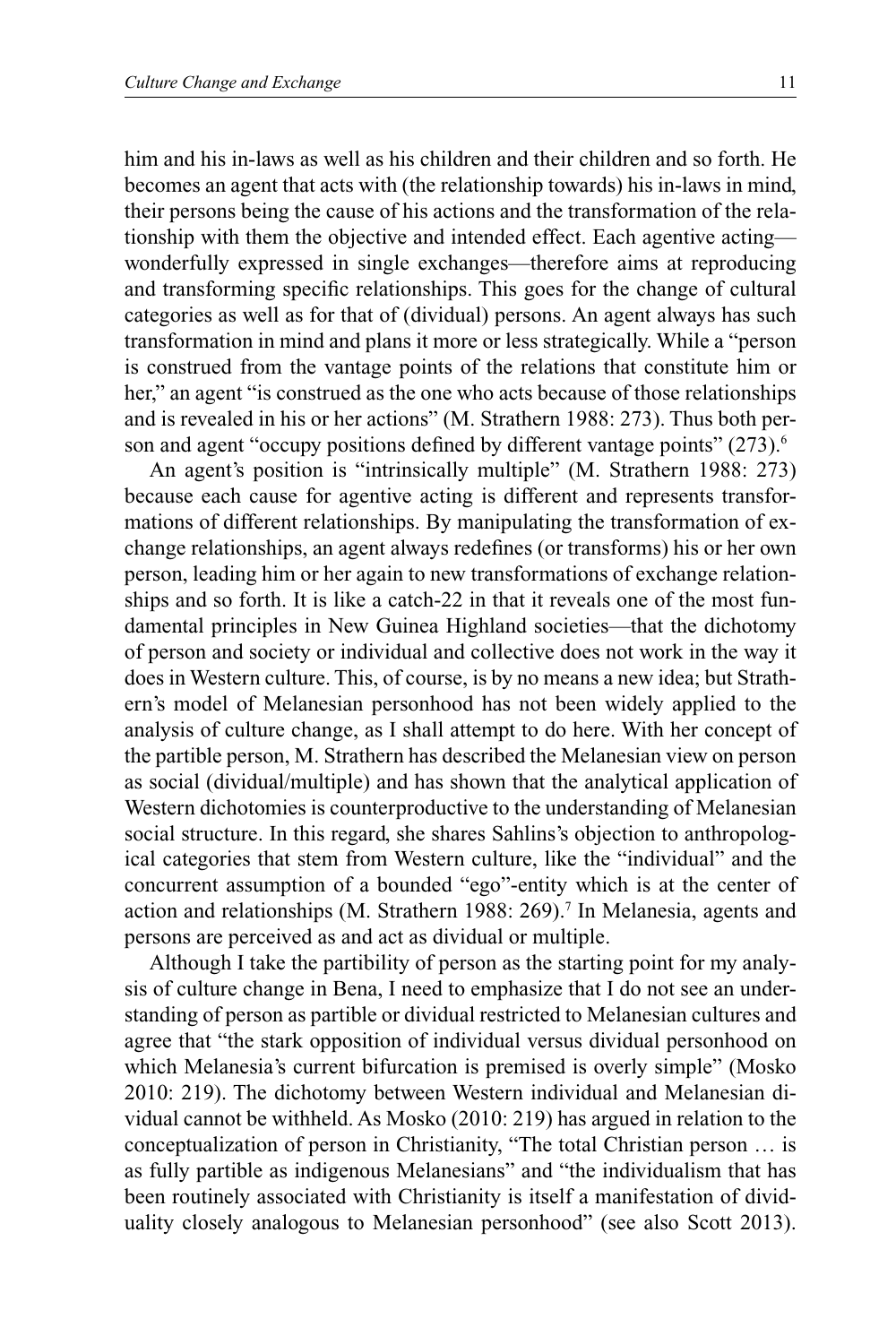him and his in-laws as well as his children and their children and so forth. He becomes an agent that acts with (the relationship towards) his in-laws in mind, their persons being the cause of his actions and the transformation of the relationship with them the objective and intended effect. Each agentive acting—wonderfully expressed in single exchanges—therefore aims at reproducing and transforming specific relationships. This goes for the change of cultural categories as well as for that of (dividual) persons. An agent always has such transformation in mind and plans it more or less strategically. While a "person is construed from the vantage points of the relations that constitute him or her," an agent "is construed as the one who acts because of those relationships and is revealed in his or her actions" (M. Strathern 1988: 273). Thus both person and agent "occupy positions defined by different vantage points" (273).[6]

An agent's position is "intrinsically multiple" (M. Strathern 1988: 273) because each cause for agentive acting is different and represents transformations of different relationships. By manipulating the transformation of exchange relationships, an agent always redefines (or transforms) his or her own person, leading him or her again to new transformations of exchange relationships and so forth. It is like a catch-22 in that it reveals one of the most fundamental principles in New Guinea Highland societies—that the dichotomy of person and society or individual and collective does not work in the way it does in Western culture. This, of course, is by no means a new idea; but Strathern's model of Melanesian personhood has not been widely applied to the analysis of culture change, as I shall attempt to do here. With her concept of the partible person, M. Strathern has described the Melanesian view on person as social (dividual/multiple) and has shown that the analytical application of Western dichotomies is counterproductive to the understanding of Melanesian social structure. In this regard, she shares Sahlins's objection to anthropological categories that stem from Western culture, like the "individual" and the concurrent assumption of a bounded "ego"-entity which is at the center of action and relationships (M. Strathern 1988: 269).[7] In Melanesia, agents and persons are perceived as and act as dividual or multiple.

Although I take the partibility of person as the starting point for my analysis of culture change in Bena, I need to emphasize that I do not see an understanding of person as partible or dividual restricted to Melanesian cultures and agree that "the stark opposition of individual versus dividual personhood on which Melanesia's current bifurcation is premised is overly simple" (Mosko 2010: 219). The dichotomy between Western individual and Melanesian dividual cannot be withheld. As Mosko (2010: 219) has argued in relation to the conceptualization of person in Christianity, "The total Christian person … is as fully partible as indigenous Melanesians" and "the individualism that has been routinely associated with Christianity is itself a manifestation of dividuality closely analogous to Melanesian personhood" (see also Scott 2013).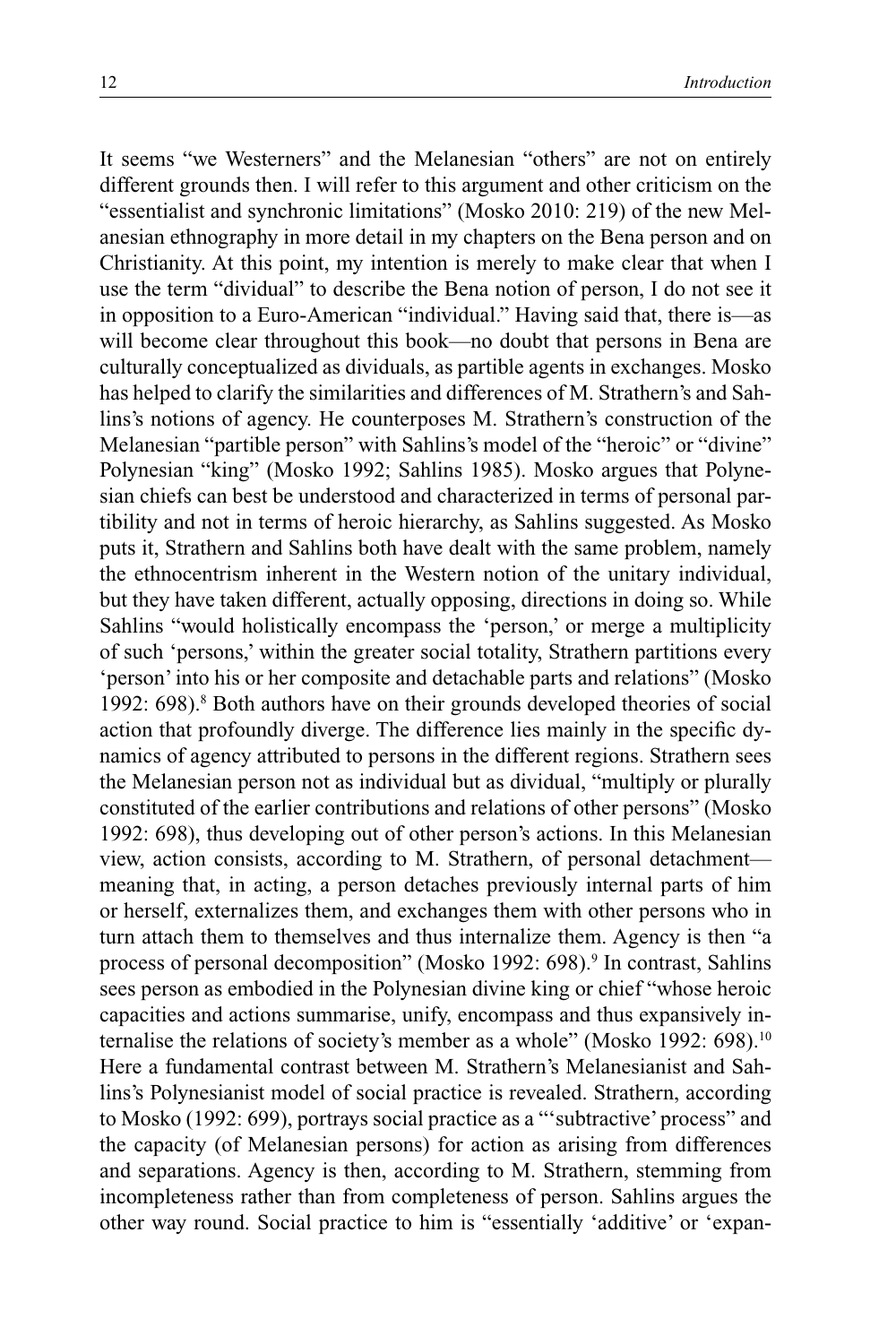It seems "we Westerners" and the Melanesian "others" are not on entirely different grounds then. I will refer to this argument and other criticism on the "essentialist and synchronic limitations" (Mosko 2010: 219) of the new Melanesian ethnography in more detail in my chapters on the Bena person and on Christianity. At this point, my intention is merely to make clear that when I use the term "dividual" to describe the Bena notion of person, I do not see it in opposition to a Euro-American "individual." Having said that, there is—as will become clear throughout this book—no doubt that persons in Bena are culturally conceptualized as dividuals, as partible agents in exchanges. Mosko has helped to clarify the similarities and differences of M. Strathern's and Sahlins's notions of agency. He counterposes M. Strathern's construction of the Melanesian "partible person" with Sahlins's model of the "heroic" or "divine" Polynesian "king" (Mosko 1992; Sahlins 1985). Mosko argues that Polynesian chiefs can best be understood and characterized in terms of personal partibility and not in terms of heroic hierarchy, as Sahlins suggested. As Mosko puts it, Strathern and Sahlins both have dealt with the same problem, namely the ethnocentrism inherent in the Western notion of the unitary individual, but they have taken different, actually opposing, directions in doing so. While Sahlins "would holistically encompass the 'person,' or merge a multiplicity of such 'persons,' within the greater social totality, Strathern partitions every 'person' into his or her composite and detachable parts and relations" (Mosko 1992: 698).[8] Both authors have on their grounds developed theories of social action that profoundly diverge. The difference lies mainly in the specific dynamics of agency attributed to persons in the different regions. Strathern sees the Melanesian person not as individual but as dividual, "multiply or plurally constituted of the earlier contributions and relations of other persons" (Mosko 1992: 698), thus developing out of other person's actions. In this Melanesian view, action consists, according to M. Strathern, of personal detachment—meaning that, in acting, a person detaches previously internal parts of him or herself, externalizes them, and exchanges them with other persons who in turn attach them to themselves and thus internalize them. Agency is then "a process of personal decomposition" (Mosko 1992: 698).[9] In contrast, Sahlins sees person as embodied in the Polynesian divine king or chief "whose heroic capacities and actions summarise, unify, encompass and thus expansively internalise the relations of society's member as a whole" (Mosko 1992: 698).[10] Here a fundamental contrast between M. Strathern's Melanesianist and Sahlins's Polynesianist model of social practice is revealed. Strathern, according to Mosko (1992: 699), portrays social practice as a "'subtractive' process" and the capacity (of Melanesian persons) for action as arising from differences and separations. Agency is then, according to M. Strathern, stemming from incompleteness rather than from completeness of person. Sahlins argues the other way round. Social practice to him is "essentially 'additive' or 'expan-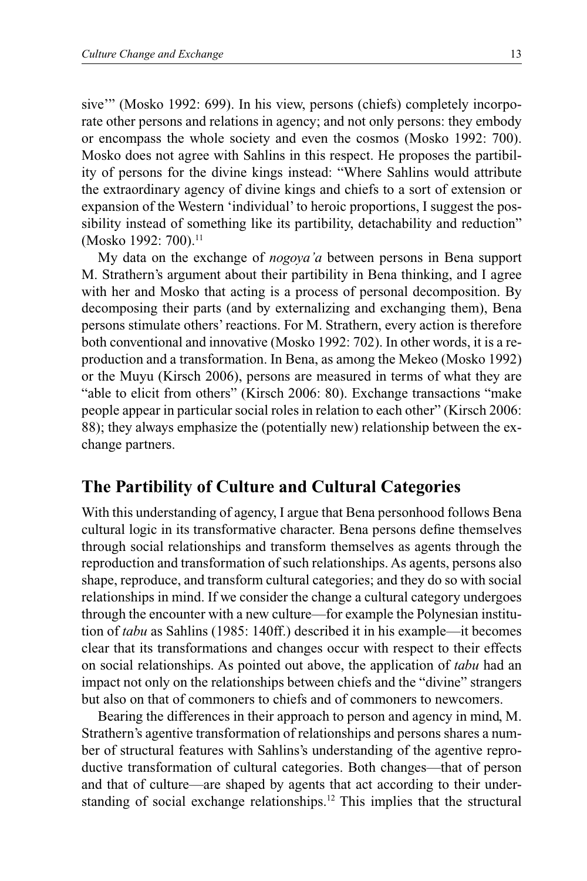sive'" (Mosko 1992: 699). In his view, persons (chiefs) completely incorporate other persons and relations in agency; and not only persons: they embody or encompass the whole society and even the cosmos (Mosko 1992: 700). Mosko does not agree with Sahlins in this respect. He proposes the partibility of persons for the divine kings instead: "Where Sahlins would attribute the extraordinary agency of divine kings and chiefs to a sort of extension or expansion of the Western 'individual' to heroic proportions, I suggest the possibility instead of something like its partibility, detachability and reduction" (Mosko 1992: 700).[11]

My data on the exchange of *nogoya'a* between persons in Bena support M. Strathern's argument about their partibility in Bena thinking, and I agree with her and Mosko that acting is a process of personal decomposition. By decomposing their parts (and by externalizing and exchanging them), Bena persons stimulate others' reactions. For M. Strathern, every action is therefore both conventional and innovative (Mosko 1992: 702). In other words, it is a reproduction and a transformation. In Bena, as among the Mekeo (Mosko 1992) or the Muyu (Kirsch 2006), persons are measured in terms of what they are "able to elicit from others" (Kirsch 2006: 80). Exchange transactions "make people appear in particular social roles in relation to each other" (Kirsch 2006: 88); they always emphasize the (potentially new) relationship between the exchange partners.

## The Partibility of Culture and Cultural Categories

With this understanding of agency, I argue that Bena personhood follows Bena cultural logic in its transformative character. Bena persons define themselves through social relationships and transform themselves as agents through the reproduction and transformation of such relationships. As agents, persons also shape, reproduce, and transform cultural categories; and they do so with social relationships in mind. If we consider the change a cultural category undergoes through the encounter with a new culture—for example the Polynesian institution of *tabu* as Sahlins (1985: 140ff.) described it in his example—it becomes clear that its transformations and changes occur with respect to their effects on social relationships. As pointed out above, the application of *tabu* had an impact not only on the relationships between chiefs and the "divine" strangers but also on that of commoners to chiefs and of commoners to newcomers.

Bearing the differences in their approach to person and agency in mind, M. Strathern's agentive transformation of relationships and persons shares a number of structural features with Sahlins's understanding of the agentive reproductive transformation of cultural categories. Both changes—that of person and that of culture—are shaped by agents that act according to their understanding of social exchange relationships.[12] This implies that the structural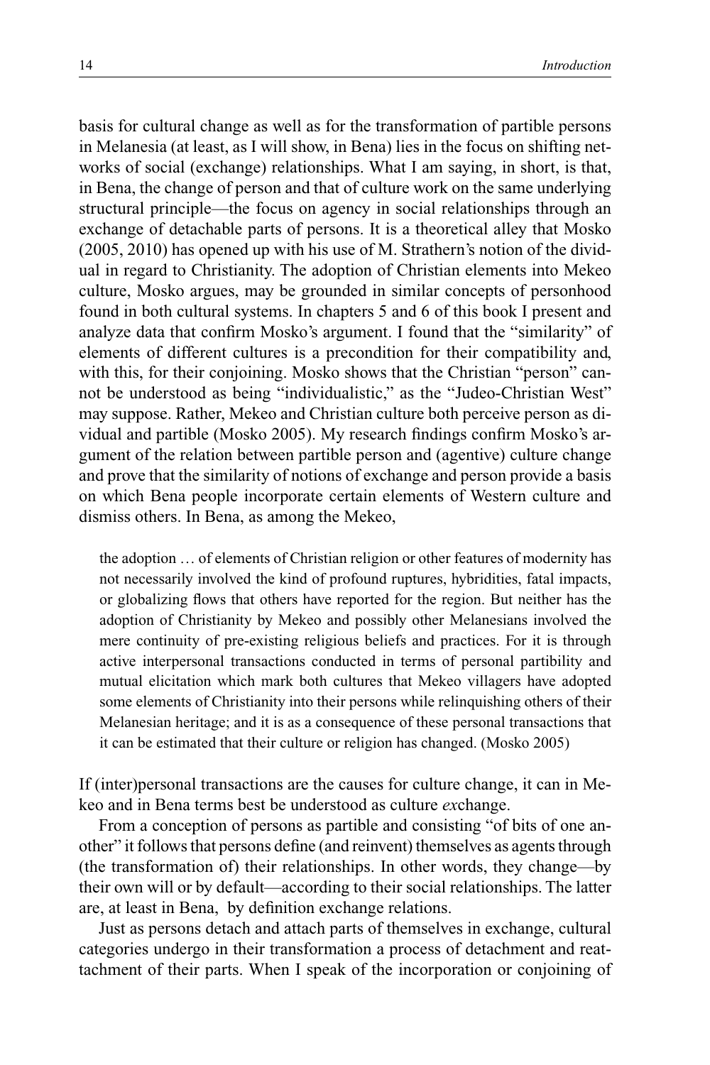basis for cultural change as well as for the transformation of partible persons in Melanesia (at least, as I will show, in Bena) lies in the focus on shifting networks of social (exchange) relationships. What I am saying, in short, is that, in Bena, the change of person and that of culture work on the same underlying structural principle—the focus on agency in social relationships through an exchange of detachable parts of persons. It is a theoretical alley that Mosko (2005, 2010) has opened up with his use of M. Strathern's notion of the dividual in regard to Christianity. The adoption of Christian elements into Mekeo culture, Mosko argues, may be grounded in similar concepts of personhood found in both cultural systems. In chapters 5 and 6 of this book I present and analyze data that confirm Mosko's argument. I found that the "similarity" of elements of different cultures is a precondition for their compatibility and, with this, for their conjoining. Mosko shows that the Christian "person" cannot be understood as being "individualistic," as the "Judeo-Christian West" may suppose. Rather, Mekeo and Christian culture both perceive person as dividual and partible (Mosko 2005). My research findings confirm Mosko's argument of the relation between partible person and (agentive) culture change and prove that the similarity of notions of exchange and person provide a basis on which Bena people incorporate certain elements of Western culture and dismiss others. In Bena, as among the Mekeo,

> the adoption … of elements of Christian religion or other features of modernity has not necessarily involved the kind of profound ruptures, hybridities, fatal impacts, or globalizing flows that others have reported for the region. But neither has the adoption of Christianity by Mekeo and possibly other Melanesians involved the mere continuity of pre-existing religious beliefs and practices. For it is through active interpersonal transactions conducted in terms of personal partibility and mutual elicitation which mark both cultures that Mekeo villagers have adopted some elements of Christianity into their persons while relinquishing others of their Melanesian heritage; and it is as a consequence of these personal transactions that it can be estimated that their culture or religion has changed. (Mosko 2005)

If (inter)personal transactions are the causes for culture change, it can in Mekeo and in Bena terms best be understood as culture *ex*change.

From a conception of persons as partible and consisting "of bits of one another" it follows that persons define (and reinvent) themselves as agents through (the transformation of) their relationships. In other words, they change—by their own will or by default—according to their social relationships. The latter are, at least in Bena, by definition exchange relations.

Just as persons detach and attach parts of themselves in exchange, cultural categories undergo in their transformation a process of detachment and reattachment of their parts. When I speak of the incorporation or conjoining of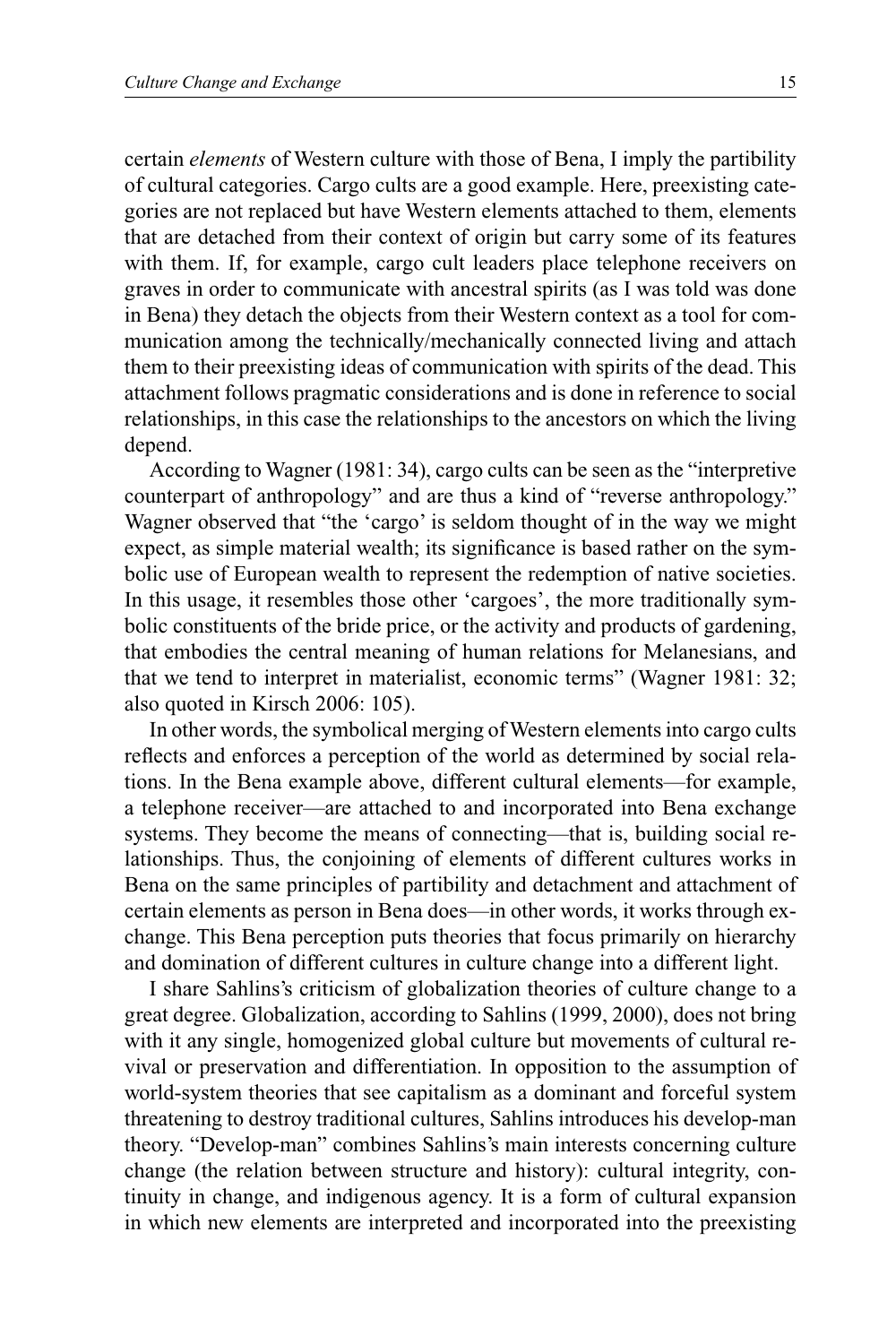certain *elements* of Western culture with those of Bena, I imply the partibility of cultural categories. Cargo cults are a good example. Here, preexisting categories are not replaced but have Western elements attached to them, elements that are detached from their context of origin but carry some of its features with them. If, for example, cargo cult leaders place telephone receivers on graves in order to communicate with ancestral spirits (as I was told was done in Bena) they detach the objects from their Western context as a tool for communication among the technically/mechanically connected living and attach them to their preexisting ideas of communication with spirits of the dead. This attachment follows pragmatic considerations and is done in reference to social relationships, in this case the relationships to the ancestors on which the living depend.

According to Wagner (1981: 34), cargo cults can be seen as the "interpretive counterpart of anthropology" and are thus a kind of "reverse anthropology." Wagner observed that "the 'cargo' is seldom thought of in the way we might expect, as simple material wealth; its significance is based rather on the symbolic use of European wealth to represent the redemption of native societies. In this usage, it resembles those other 'cargoes', the more traditionally symbolic constituents of the bride price, or the activity and products of gardening, that embodies the central meaning of human relations for Melanesians, and that we tend to interpret in materialist, economic terms" (Wagner 1981: 32; also quoted in Kirsch 2006: 105).

In other words, the symbolical merging of Western elements into cargo cults reflects and enforces a perception of the world as determined by social relations. In the Bena example above, different cultural elements—for example, a telephone receiver—are attached to and incorporated into Bena exchange systems. They become the means of connecting—that is, building social relationships. Thus, the conjoining of elements of different cultures works in Bena on the same principles of partibility and detachment and attachment of certain elements as person in Bena does—in other words, it works through exchange. This Bena perception puts theories that focus primarily on hierarchy and domination of different cultures in culture change into a different light.

I share Sahlins's criticism of globalization theories of culture change to a great degree. Globalization, according to Sahlins (1999, 2000), does not bring with it any single, homogenized global culture but movements of cultural revival or preservation and differentiation. In opposition to the assumption of world-system theories that see capitalism as a dominant and forceful system threatening to destroy traditional cultures, Sahlins introduces his develop-man theory. "Develop-man" combines Sahlins's main interests concerning culture change (the relation between structure and history): cultural integrity, continuity in change, and indigenous agency. It is a form of cultural expansion in which new elements are interpreted and incorporated into the preexisting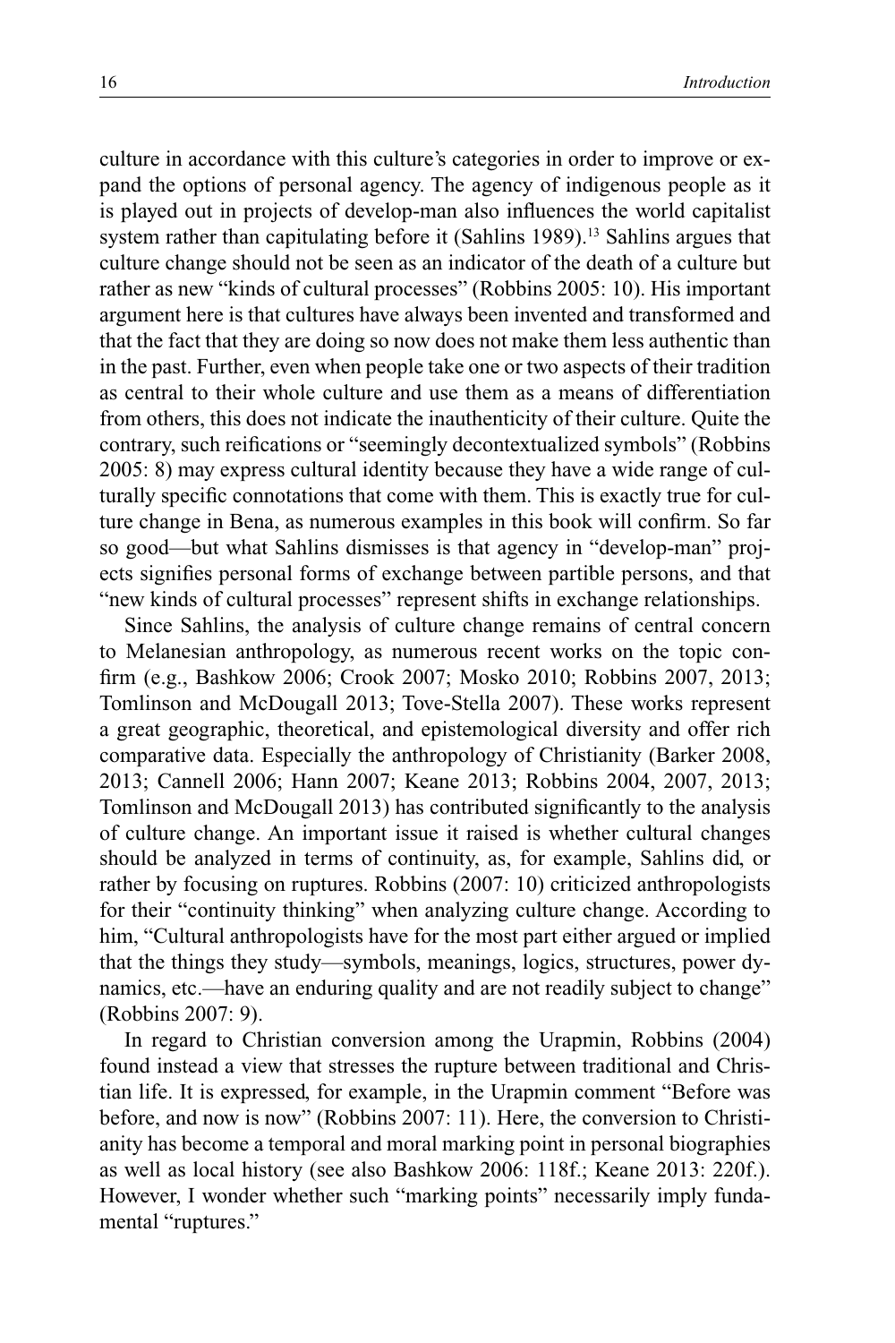culture in accordance with this culture's categories in order to improve or expand the options of personal agency. The agency of indigenous people as it is played out in projects of develop-man also influences the world capitalist system rather than capitulating before it (Sahlins 1989).[13] Sahlins argues that culture change should not be seen as an indicator of the death of a culture but rather as new "kinds of cultural processes" (Robbins 2005: 10). His important argument here is that cultures have always been invented and transformed and that the fact that they are doing so now does not make them less authentic than in the past. Further, even when people take one or two aspects of their tradition as central to their whole culture and use them as a means of differentiation from others, this does not indicate the inauthenticity of their culture. Quite the contrary, such reifications or "seemingly decontextualized symbols" (Robbins 2005: 8) may express cultural identity because they have a wide range of culturally specific connotations that come with them. This is exactly true for culture change in Bena, as numerous examples in this book will confirm. So far so good—but what Sahlins dismisses is that agency in "develop-man" projects signifies personal forms of exchange between partible persons, and that "new kinds of cultural processes" represent shifts in exchange relationships.

Since Sahlins, the analysis of culture change remains of central concern to Melanesian anthropology, as numerous recent works on the topic confirm (e.g., Bashkow 2006; Crook 2007; Mosko 2010; Robbins 2007, 2013; Tomlinson and McDougall 2013; Tove-Stella 2007). These works represent a great geographic, theoretical, and epistemological diversity and offer rich comparative data. Especially the anthropology of Christianity (Barker 2008, 2013; Cannell 2006; Hann 2007; Keane 2013; Robbins 2004, 2007, 2013; Tomlinson and McDougall 2013) has contributed significantly to the analysis of culture change. An important issue it raised is whether cultural changes should be analyzed in terms of continuity, as, for example, Sahlins did, or rather by focusing on ruptures. Robbins (2007: 10) criticized anthropologists for their "continuity thinking" when analyzing culture change. According to him, "Cultural anthropologists have for the most part either argued or implied that the things they study—symbols, meanings, logics, structures, power dynamics, etc.—have an enduring quality and are not readily subject to change" (Robbins 2007: 9).

In regard to Christian conversion among the Urapmin, Robbins (2004) found instead a view that stresses the rupture between traditional and Christian life. It is expressed, for example, in the Urapmin comment "Before was before, and now is now" (Robbins 2007: 11). Here, the conversion to Christianity has become a temporal and moral marking point in personal biographies as well as local history (see also Bashkow 2006: 118f.; Keane 2013: 220f.). However, I wonder whether such "marking points" necessarily imply fundamental "ruptures."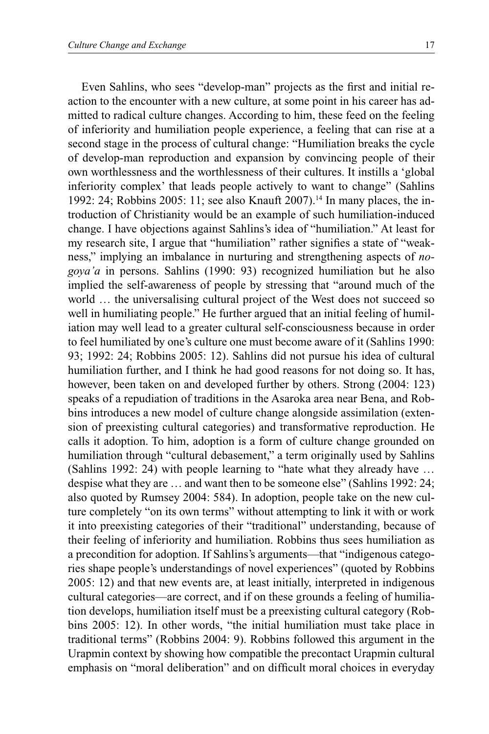Even Sahlins, who sees "develop-man" projects as the first and initial reaction to the encounter with a new culture, at some point in his career has admitted to radical culture changes. According to him, these feed on the feeling of inferiority and humiliation people experience, a feeling that can rise at a second stage in the process of cultural change: "Humiliation breaks the cycle of develop-man reproduction and expansion by convincing people of their own worthlessness and the worthlessness of their cultures. It instills a 'global inferiority complex' that leads people actively to want to change" (Sahlins 1992: 24; Robbins 2005: 11; see also Knauft 2007).[14] In many places, the introduction of Christianity would be an example of such humiliation-induced change. I have objections against Sahlins's idea of "humiliation." At least for my research site, I argue that "humiliation" rather signifies a state of "weakness," implying an imbalance in nurturing and strengthening aspects of *nogoya'a* in persons. Sahlins (1990: 93) recognized humiliation but he also implied the self-awareness of people by stressing that "around much of the world … the universalising cultural project of the West does not succeed so well in humiliating people." He further argued that an initial feeling of humiliation may well lead to a greater cultural self-consciousness because in order to feel humiliated by one's culture one must become aware of it (Sahlins 1990: 93; 1992: 24; Robbins 2005: 12). Sahlins did not pursue his idea of cultural humiliation further, and I think he had good reasons for not doing so. It has, however, been taken on and developed further by others. Strong (2004: 123) speaks of a repudiation of traditions in the Asaroka area near Bena, and Robbins introduces a new model of culture change alongside assimilation (extension of preexisting cultural categories) and transformative reproduction. He calls it adoption. To him, adoption is a form of culture change grounded on humiliation through "cultural debasement," a term originally used by Sahlins (Sahlins 1992: 24) with people learning to "hate what they already have … despise what they are … and want then to be someone else" (Sahlins 1992: 24; also quoted by Rumsey 2004: 584). In adoption, people take on the new culture completely "on its own terms" without attempting to link it with or work it into preexisting categories of their "traditional" understanding, because of their feeling of inferiority and humiliation. Robbins thus sees humiliation as a precondition for adoption. If Sahlins's arguments—that "indigenous categories shape people's understandings of novel experiences" (quoted by Robbins 2005: 12) and that new events are, at least initially, interpreted in indigenous cultural categories—are correct, and if on these grounds a feeling of humiliation develops, humiliation itself must be a preexisting cultural category (Robbins 2005: 12). In other words, "the initial humiliation must take place in traditional terms" (Robbins 2004: 9). Robbins followed this argument in the Urapmin context by showing how compatible the precontact Urapmin cultural emphasis on "moral deliberation" and on difficult moral choices in everyday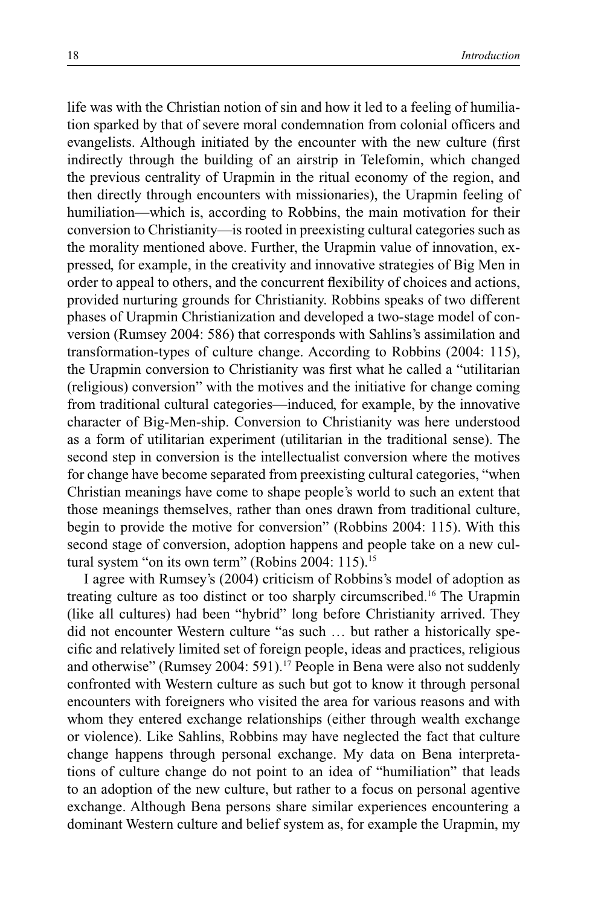life was with the Christian notion of sin and how it led to a feeling of humiliation sparked by that of severe moral condemnation from colonial officers and evangelists. Although initiated by the encounter with the new culture (first indirectly through the building of an airstrip in Telefomin, which changed the previous centrality of Urapmin in the ritual economy of the region, and then directly through encounters with missionaries), the Urapmin feeling of humiliation—which is, according to Robbins, the main motivation for their conversion to Christianity—is rooted in preexisting cultural categories such as the morality mentioned above. Further, the Urapmin value of innovation, expressed, for example, in the creativity and innovative strategies of Big Men in order to appeal to others, and the concurrent flexibility of choices and actions, provided nurturing grounds for Christianity. Robbins speaks of two different phases of Urapmin Christianization and developed a two-stage model of conversion (Rumsey 2004: 586) that corresponds with Sahlins's assimilation and transformation-types of culture change. According to Robbins (2004: 115), the Urapmin conversion to Christianity was first what he called a "utilitarian (religious) conversion" with the motives and the initiative for change coming from traditional cultural categories—induced, for example, by the innovative character of Big-Men-ship. Conversion to Christianity was here understood as a form of utilitarian experiment (utilitarian in the traditional sense). The second step in conversion is the intellectualist conversion where the motives for change have become separated from preexisting cultural categories, "when Christian meanings have come to shape people's world to such an extent that those meanings themselves, rather than ones drawn from traditional culture, begin to provide the motive for conversion" (Robbins 2004: 115). With this second stage of conversion, adoption happens and people take on a new cultural system "on its own term" (Robins 2004: 115).[15]

I agree with Rumsey's (2004) criticism of Robbins's model of adoption as treating culture as too distinct or too sharply circumscribed.[16] The Urapmin (like all cultures) had been "hybrid" long before Christianity arrived. They did not encounter Western culture "as such … but rather a historically specific and relatively limited set of foreign people, ideas and practices, religious and otherwise" (Rumsey 2004: 591).[17] People in Bena were also not suddenly confronted with Western culture as such but got to know it through personal encounters with foreigners who visited the area for various reasons and with whom they entered exchange relationships (either through wealth exchange or violence). Like Sahlins, Robbins may have neglected the fact that culture change happens through personal exchange. My data on Bena interpretations of culture change do not point to an idea of "humiliation" that leads to an adoption of the new culture, but rather to a focus on personal agentive exchange. Although Bena persons share similar experiences encountering a dominant Western culture and belief system as, for example the Urapmin, my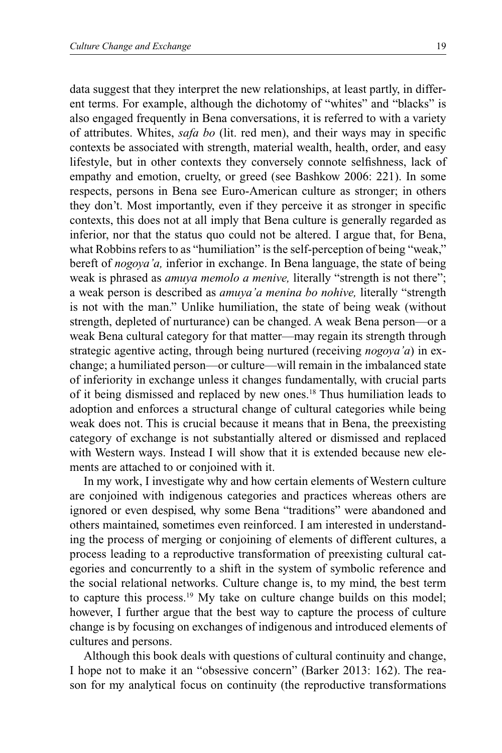data suggest that they interpret the new relationships, at least partly, in different terms. For example, although the dichotomy of "whites" and "blacks" is also engaged frequently in Bena conversations, it is referred to with a variety of attributes. Whites, *safa bo* (lit. red men), and their ways may in specific contexts be associated with strength, material wealth, health, order, and easy lifestyle, but in other contexts they conversely connote selfishness, lack of empathy and emotion, cruelty, or greed (see Bashkow 2006: 221). In some respects, persons in Bena see Euro-American culture as stronger; in others they don't. Most importantly, even if they perceive it as stronger in specific contexts, this does not at all imply that Bena culture is generally regarded as inferior, nor that the status quo could not be altered. I argue that, for Bena, what Robbins refers to as "humiliation" is the self-perception of being "weak," bereft of *nogoya'a,* inferior in exchange. In Bena language, the state of being weak is phrased as *amuya memolo a menive,* literally "strength is not there"; a weak person is described as *amuya'a menina bo nohive,* literally "strength is not with the man." Unlike humiliation, the state of being weak (without strength, depleted of nurturance) can be changed. A weak Bena person—or a weak Bena cultural category for that matter—may regain its strength through strategic agentive acting, through being nurtured (receiving *nogoya'a*) in exchange; a humiliated person—or culture—will remain in the imbalanced state of inferiority in exchange unless it changes fundamentally, with crucial parts of it being dismissed and replaced by new ones.[18] Thus humiliation leads to adoption and enforces a structural change of cultural categories while being weak does not. This is crucial because it means that in Bena, the preexisting category of exchange is not substantially altered or dismissed and replaced with Western ways. Instead I will show that it is extended because new elements are attached to or conjoined with it.

In my work, I investigate why and how certain elements of Western culture are conjoined with indigenous categories and practices whereas others are ignored or even despised, why some Bena "traditions" were abandoned and others maintained, sometimes even reinforced. I am interested in understanding the process of merging or conjoining of elements of different cultures, a process leading to a reproductive transformation of preexisting cultural categories and concurrently to a shift in the system of symbolic reference and the social relational networks. Culture change is, to my mind, the best term to capture this process.[19] My take on culture change builds on this model; however, I further argue that the best way to capture the process of culture change is by focusing on exchanges of indigenous and introduced elements of cultures and persons.

Although this book deals with questions of cultural continuity and change, I hope not to make it an "obsessive concern" (Barker 2013: 162). The reason for my analytical focus on continuity (the reproductive transformations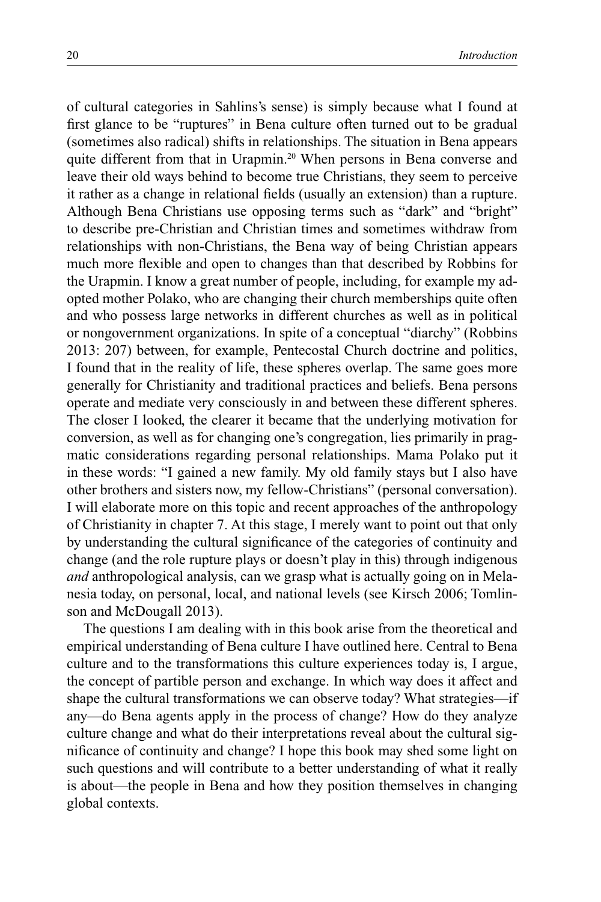of cultural categories in Sahlins's sense) is simply because what I found at first glance to be "ruptures" in Bena culture often turned out to be gradual (sometimes also radical) shifts in relationships. The situation in Bena appears quite different from that in Urapmin.[20] When persons in Bena converse and leave their old ways behind to become true Christians, they seem to perceive it rather as a change in relational fields (usually an extension) than a rupture. Although Bena Christians use opposing terms such as "dark" and "bright" to describe pre-Christian and Christian times and sometimes withdraw from relationships with non-Christians, the Bena way of being Christian appears much more flexible and open to changes than that described by Robbins for the Urapmin. I know a great number of people, including, for example my adopted mother Polako, who are changing their church memberships quite often and who possess large networks in different churches as well as in political or nongovernment organizations. In spite of a conceptual "diarchy" (Robbins 2013: 207) between, for example, Pentecostal Church doctrine and politics, I found that in the reality of life, these spheres overlap. The same goes more generally for Christianity and traditional practices and beliefs. Bena persons operate and mediate very consciously in and between these different spheres. The closer I looked, the clearer it became that the underlying motivation for conversion, as well as for changing one's congregation, lies primarily in pragmatic considerations regarding personal relationships. Mama Polako put it in these words: "I gained a new family. My old family stays but I also have other brothers and sisters now, my fellow-Christians" (personal conversation). I will elaborate more on this topic and recent approaches of the anthropology of Christianity in chapter 7. At this stage, I merely want to point out that only by understanding the cultural significance of the categories of continuity and change (and the role rupture plays or doesn't play in this) through indigenous *and* anthropological analysis, can we grasp what is actually going on in Melanesia today, on personal, local, and national levels (see Kirsch 2006; Tomlinson and McDougall 2013).

The questions I am dealing with in this book arise from the theoretical and empirical understanding of Bena culture I have outlined here. Central to Bena culture and to the transformations this culture experiences today is, I argue, the concept of partible person and exchange. In which way does it affect and shape the cultural transformations we can observe today? What strategies—if any—do Bena agents apply in the process of change? How do they analyze culture change and what do their interpretations reveal about the cultural significance of continuity and change? I hope this book may shed some light on such questions and will contribute to a better understanding of what it really is about—the people in Bena and how they position themselves in changing global contexts.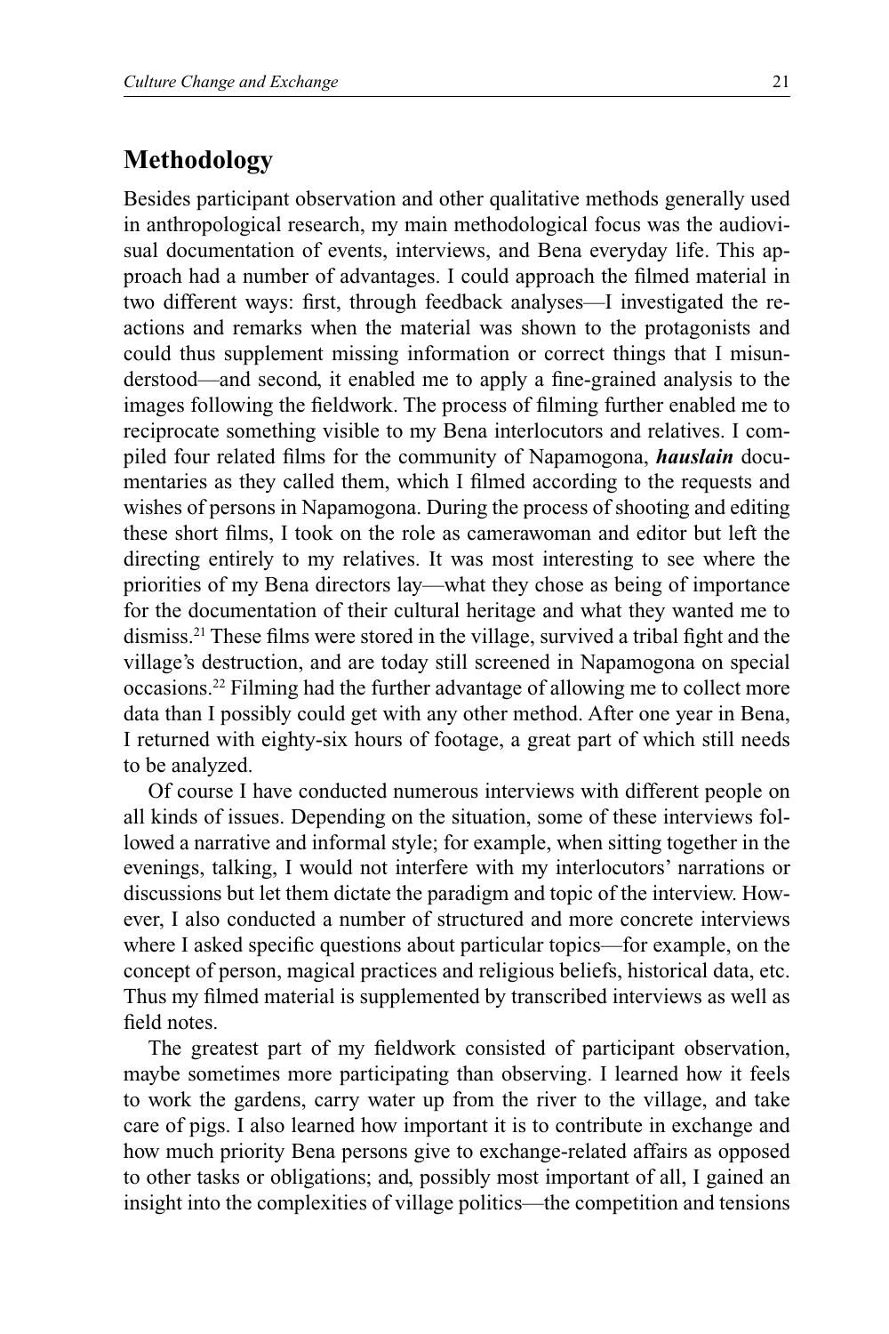## Methodology

Besides participant observation and other qualitative methods generally used in anthropological research, my main methodological focus was the audiovisual documentation of events, interviews, and Bena everyday life. This approach had a number of advantages. I could approach the filmed material in two different ways: first, through feedback analyses—I investigated the reactions and remarks when the material was shown to the protagonists and could thus supplement missing information or correct things that I misunderstood—and second, it enabled me to apply a fine-grained analysis to the images following the fieldwork. The process of filming further enabled me to reciprocate something visible to my Bena interlocutors and relatives. I compiled four related films for the community of Napamogona, ***hauslain*** documentaries as they called them, which I filmed according to the requests and wishes of persons in Napamogona. During the process of shooting and editing these short films, I took on the role as camerawoman and editor but left the directing entirely to my relatives. It was most interesting to see where the priorities of my Bena directors lay—what they chose as being of importance for the documentation of their cultural heritage and what they wanted me to dismiss.[21] These films were stored in the village, survived a tribal fight and the village's destruction, and are today still screened in Napamogona on special occasions.[22] Filming had the further advantage of allowing me to collect more data than I possibly could get with any other method. After one year in Bena, I returned with eighty-six hours of footage, a great part of which still needs to be analyzed.

Of course I have conducted numerous interviews with different people on all kinds of issues. Depending on the situation, some of these interviews followed a narrative and informal style; for example, when sitting together in the evenings, talking, I would not interfere with my interlocutors' narrations or discussions but let them dictate the paradigm and topic of the interview. However, I also conducted a number of structured and more concrete interviews where I asked specific questions about particular topics—for example, on the concept of person, magical practices and religious beliefs, historical data, etc. Thus my filmed material is supplemented by transcribed interviews as well as field notes.

The greatest part of my fieldwork consisted of participant observation, maybe sometimes more participating than observing. I learned how it feels to work the gardens, carry water up from the river to the village, and take care of pigs. I also learned how important it is to contribute in exchange and how much priority Bena persons give to exchange-related affairs as opposed to other tasks or obligations; and, possibly most important of all, I gained an insight into the complexities of village politics—the competition and tensions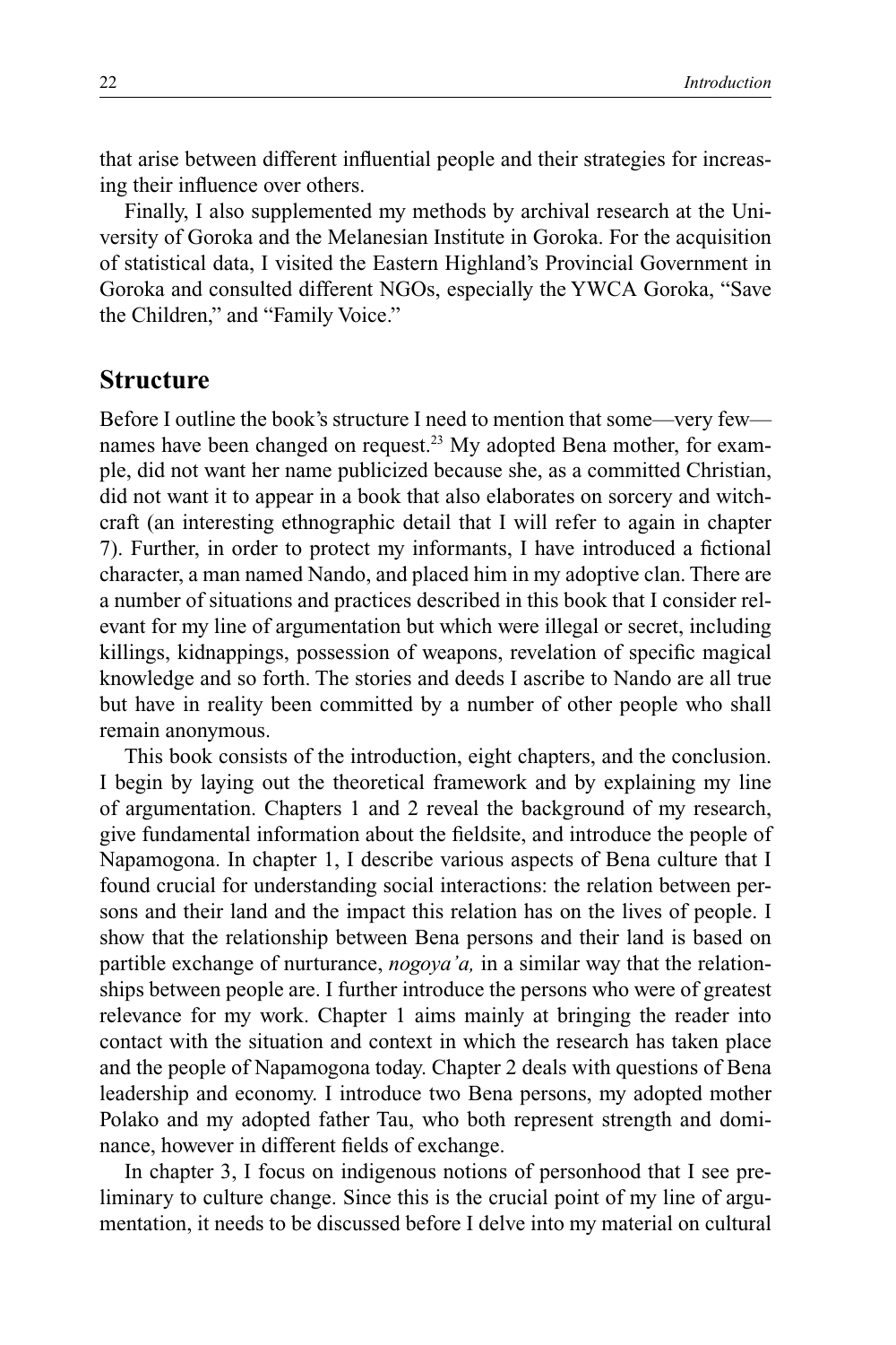that arise between different influential people and their strategies for increasing their influence over others.

Finally, I also supplemented my methods by archival research at the University of Goroka and the Melanesian Institute in Goroka. For the acquisition of statistical data, I visited the Eastern Highland's Provincial Government in Goroka and consulted different NGOs, especially the YWCA Goroka, "Save the Children," and "Family Voice."

## Structure

Before I outline the book's structure I need to mention that some—very few—names have been changed on request.[23] My adopted Bena mother, for example, did not want her name publicized because she, as a committed Christian, did not want it to appear in a book that also elaborates on sorcery and witchcraft (an interesting ethnographic detail that I will refer to again in chapter 7). Further, in order to protect my informants, I have introduced a fictional character, a man named Nando, and placed him in my adoptive clan. There are a number of situations and practices described in this book that I consider relevant for my line of argumentation but which were illegal or secret, including killings, kidnappings, possession of weapons, revelation of specific magical knowledge and so forth. The stories and deeds I ascribe to Nando are all true but have in reality been committed by a number of other people who shall remain anonymous.

This book consists of the introduction, eight chapters, and the conclusion. I begin by laying out the theoretical framework and by explaining my line of argumentation. Chapters 1 and 2 reveal the background of my research, give fundamental information about the fieldsite, and introduce the people of Napamogona. In chapter 1, I describe various aspects of Bena culture that I found crucial for understanding social interactions: the relation between persons and their land and the impact this relation has on the lives of people. I show that the relationship between Bena persons and their land is based on partible exchange of nurturance, *nogoya'a,* in a similar way that the relationships between people are. I further introduce the persons who were of greatest relevance for my work. Chapter 1 aims mainly at bringing the reader into contact with the situation and context in which the research has taken place and the people of Napamogona today. Chapter 2 deals with questions of Bena leadership and economy. I introduce two Bena persons, my adopted mother Polako and my adopted father Tau, who both represent strength and dominance, however in different fields of exchange.

In chapter 3, I focus on indigenous notions of personhood that I see preliminary to culture change. Since this is the crucial point of my line of argumentation, it needs to be discussed before I delve into my material on cultural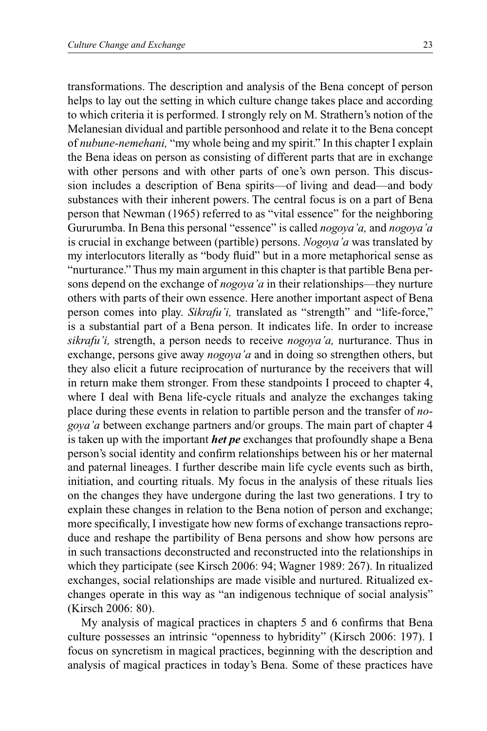transformations. The description and analysis of the Bena concept of person helps to lay out the setting in which culture change takes place and according to which criteria it is performed. I strongly rely on M. Strathern's notion of the Melanesian dividual and partible personhood and relate it to the Bena concept of *nubune-nemehani,* "my whole being and my spirit." In this chapter I explain the Bena ideas on person as consisting of different parts that are in exchange with other persons and with other parts of one's own person. This discussion includes a description of Bena spirits—of living and dead—and body substances with their inherent powers. The central focus is on a part of Bena person that Newman (1965) referred to as "vital essence" for the neighboring Gururumba. In Bena this personal "essence" is called *nogoya'a,* and *nogoya'a* is crucial in exchange between (partible) persons. *Nogoya'a* was translated by my interlocutors literally as "body fluid" but in a more metaphorical sense as "nurturance." Thus my main argument in this chapter is that partible Bena persons depend on the exchange of *nogoya'a* in their relationships—they nurture others with parts of their own essence. Here another important aspect of Bena person comes into play. *Sikrafu'i,* translated as "strength" and "life-force," is a substantial part of a Bena person. It indicates life. In order to increase *sikrafu'i,* strength, a person needs to receive *nogoya'a,* nurturance. Thus in exchange, persons give away *nogoya'a* and in doing so strengthen others, but they also elicit a future reciprocation of nurturance by the receivers that will in return make them stronger. From these standpoints I proceed to chapter 4, where I deal with Bena life-cycle rituals and analyze the exchanges taking place during these events in relation to partible person and the transfer of *nogoya'a* between exchange partners and/or groups. The main part of chapter 4 is taken up with the important ***het pe*** exchanges that profoundly shape a Bena person's social identity and confirm relationships between his or her maternal and paternal lineages. I further describe main life cycle events such as birth, initiation, and courting rituals. My focus in the analysis of these rituals lies on the changes they have undergone during the last two generations. I try to explain these changes in relation to the Bena notion of person and exchange; more specifically, I investigate how new forms of exchange transactions reproduce and reshape the partibility of Bena persons and show how persons are in such transactions deconstructed and reconstructed into the relationships in which they participate (see Kirsch 2006: 94; Wagner 1989: 267). In ritualized exchanges, social relationships are made visible and nurtured. Ritualized exchanges operate in this way as "an indigenous technique of social analysis" (Kirsch 2006: 80).

My analysis of magical practices in chapters 5 and 6 confirms that Bena culture possesses an intrinsic "openness to hybridity" (Kirsch 2006: 197). I focus on syncretism in magical practices, beginning with the description and analysis of magical practices in today's Bena. Some of these practices have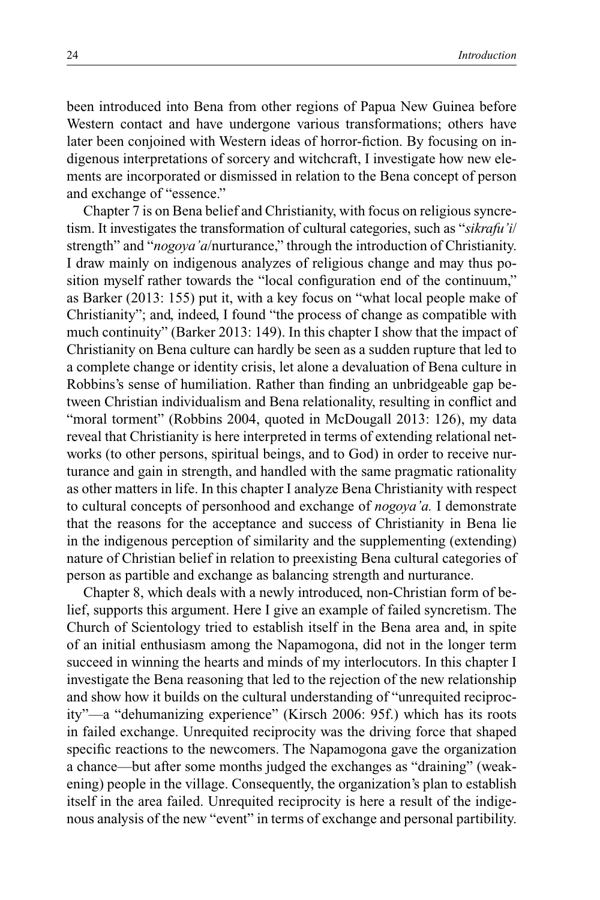been introduced into Bena from other regions of Papua New Guinea before Western contact and have undergone various transformations; others have later been conjoined with Western ideas of horror-fiction. By focusing on indigenous interpretations of sorcery and witchcraft, I investigate how new elements are incorporated or dismissed in relation to the Bena concept of person and exchange of "essence."

Chapter 7 is on Bena belief and Christianity, with focus on religious syncretism. It investigates the transformation of cultural categories, such as "*sikrafu'i*/strength" and "*nogoya'a*/nurturance," through the introduction of Christianity. I draw mainly on indigenous analyzes of religious change and may thus position myself rather towards the "local configuration end of the continuum," as Barker (2013: 155) put it, with a key focus on "what local people make of Christianity"; and, indeed, I found "the process of change as compatible with much continuity" (Barker 2013: 149). In this chapter I show that the impact of Christianity on Bena culture can hardly be seen as a sudden rupture that led to a complete change or identity crisis, let alone a devaluation of Bena culture in Robbins's sense of humiliation. Rather than finding an unbridgeable gap between Christian individualism and Bena relationality, resulting in conflict and "moral torment" (Robbins 2004, quoted in McDougall 2013: 126), my data reveal that Christianity is here interpreted in terms of extending relational networks (to other persons, spiritual beings, and to God) in order to receive nurturance and gain in strength, and handled with the same pragmatic rationality as other matters in life. In this chapter I analyze Bena Christianity with respect to cultural concepts of personhood and exchange of *nogoya'a.* I demonstrate that the reasons for the acceptance and success of Christianity in Bena lie in the indigenous perception of similarity and the supplementing (extending) nature of Christian belief in relation to preexisting Bena cultural categories of person as partible and exchange as balancing strength and nurturance.

Chapter 8, which deals with a newly introduced, non-Christian form of belief, supports this argument. Here I give an example of failed syncretism. The Church of Scientology tried to establish itself in the Bena area and, in spite of an initial enthusiasm among the Napamogona, did not in the longer term succeed in winning the hearts and minds of my interlocutors. In this chapter I investigate the Bena reasoning that led to the rejection of the new relationship and show how it builds on the cultural understanding of "unrequited reciprocity"—a "dehumanizing experience" (Kirsch 2006: 95f.) which has its roots in failed exchange. Unrequited reciprocity was the driving force that shaped specific reactions to the newcomers. The Napamogona gave the organization a chance—but after some months judged the exchanges as "draining" (weakening) people in the village. Consequently, the organization's plan to establish itself in the area failed. Unrequited reciprocity is here a result of the indigenous analysis of the new "event" in terms of exchange and personal partibility.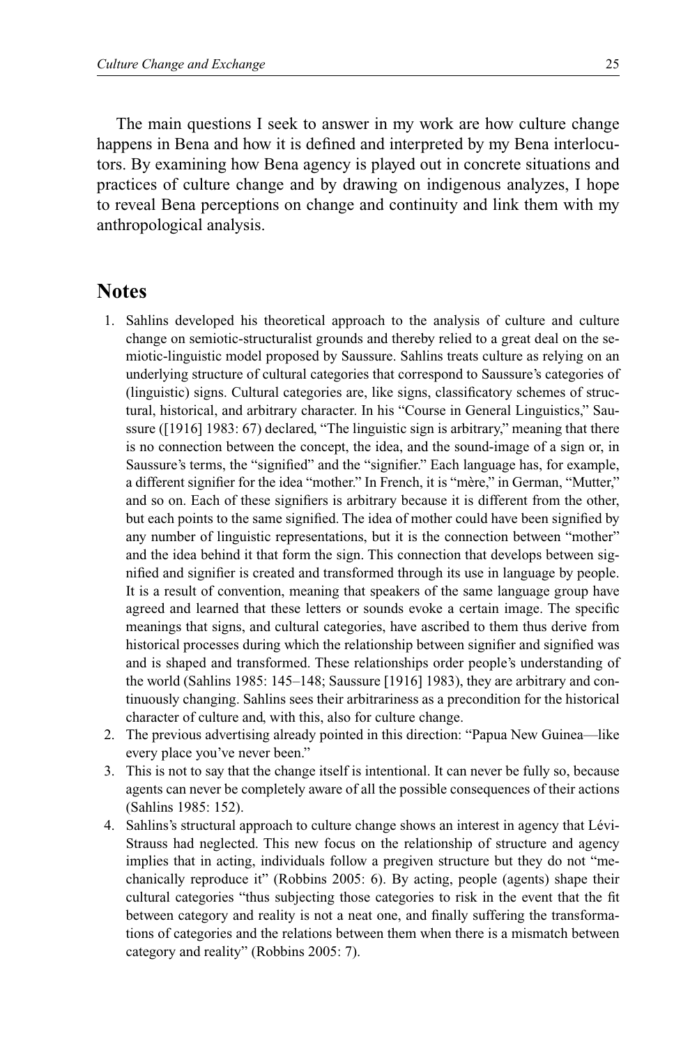The main questions I seek to answer in my work are how culture change happens in Bena and how it is defined and interpreted by my Bena interlocutors. By examining how Bena agency is played out in concrete situations and practices of culture change and by drawing on indigenous analyzes, I hope to reveal Bena perceptions on change and continuity and link them with my anthropological analysis.

## Notes

1. Sahlins developed his theoretical approach to the analysis of culture and culture change on semiotic-structuralist grounds and thereby relied to a great deal on the semiotic-linguistic model proposed by Saussure. Sahlins treats culture as relying on an underlying structure of cultural categories that correspond to Saussure's categories of (linguistic) signs. Cultural categories are, like signs, classificatory schemes of structural, historical, and arbitrary character. In his "Course in General Linguistics," Saussure ([1916] 1983: 67) declared, "The linguistic sign is arbitrary," meaning that there is no connection between the concept, the idea, and the sound-image of a sign or, in Saussure's terms, the "signified" and the "signifier." Each language has, for example, a different signifier for the idea "mother." In French, it is "mère," in German, "Mutter," and so on. Each of these signifiers is arbitrary because it is different from the other, but each points to the same signified. The idea of mother could have been signified by any number of linguistic representations, but it is the connection between "mother" and the idea behind it that form the sign. This connection that develops between signified and signifier is created and transformed through its use in language by people. It is a result of convention, meaning that speakers of the same language group have agreed and learned that these letters or sounds evoke a certain image. The specific meanings that signs, and cultural categories, have ascribed to them thus derive from historical processes during which the relationship between signifier and signified was and is shaped and transformed. These relationships order people's understanding of the world (Sahlins 1985: 145–148; Saussure [1916] 1983), they are arbitrary and continuously changing. Sahlins sees their arbitrariness as a precondition for the historical character of culture and, with this, also for culture change.
2. The previous advertising already pointed in this direction: "Papua New Guinea—like every place you've never been."
3. This is not to say that the change itself is intentional. It can never be fully so, because agents can never be completely aware of all the possible consequences of their actions (Sahlins 1985: 152).
4. Sahlins's structural approach to culture change shows an interest in agency that Lévi-Strauss had neglected. This new focus on the relationship of structure and agency implies that in acting, individuals follow a pregiven structure but they do not "mechanically reproduce it" (Robbins 2005: 6). By acting, people (agents) shape their cultural categories "thus subjecting those categories to risk in the event that the fit between category and reality is not a neat one, and finally suffering the transformations of categories and the relations between them when there is a mismatch between category and reality" (Robbins 2005: 7).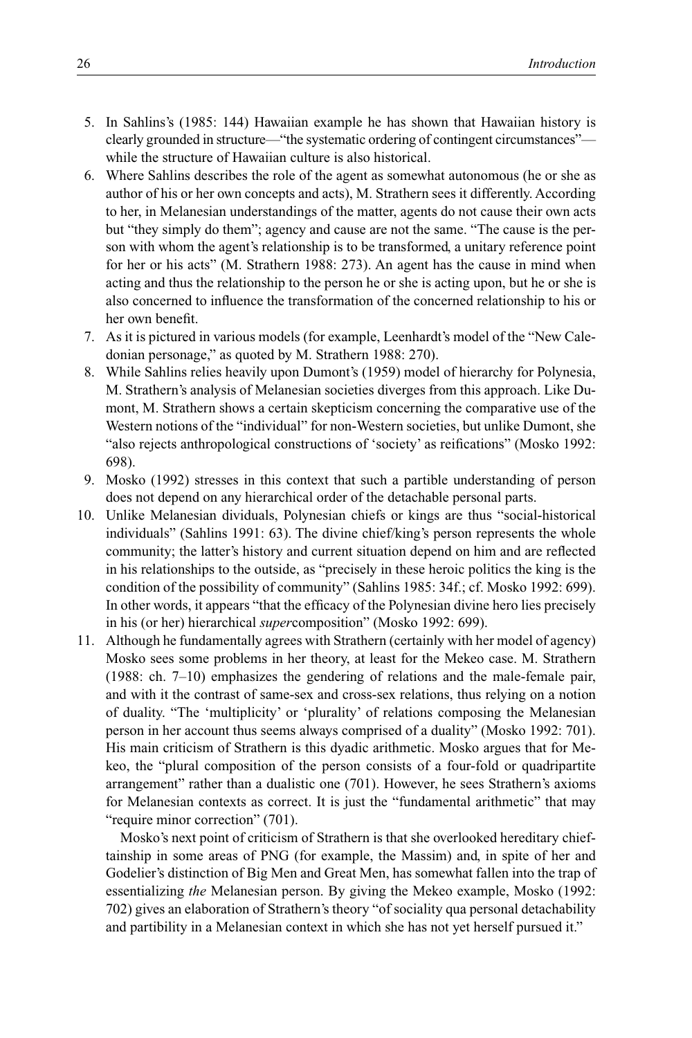5. In Sahlins's (1985: 144) Hawaiian example he has shown that Hawaiian history is clearly grounded in structure—"the systematic ordering of contingent circumstances"—while the structure of Hawaiian culture is also historical.
6. Where Sahlins describes the role of the agent as somewhat autonomous (he or she as author of his or her own concepts and acts), M. Strathern sees it differently. According to her, in Melanesian understandings of the matter, agents do not cause their own acts but "they simply do them"; agency and cause are not the same. "The cause is the person with whom the agent's relationship is to be transformed, a unitary reference point for her or his acts" (M. Strathern 1988: 273). An agent has the cause in mind when acting and thus the relationship to the person he or she is acting upon, but he or she is also concerned to influence the transformation of the concerned relationship to his or her own benefit.
7. As it is pictured in various models (for example, Leenhardt's model of the "New Caledonian personage," as quoted by M. Strathern 1988: 270).
8. While Sahlins relies heavily upon Dumont's (1959) model of hierarchy for Polynesia, M. Strathern's analysis of Melanesian societies diverges from this approach. Like Dumont, M. Strathern shows a certain skepticism concerning the comparative use of the Western notions of the "individual" for non-Western societies, but unlike Dumont, she "also rejects anthropological constructions of 'society' as reifications" (Mosko 1992: 698).
9. Mosko (1992) stresses in this context that such a partible understanding of person does not depend on any hierarchical order of the detachable personal parts.
10. Unlike Melanesian dividuals, Polynesian chiefs or kings are thus "social-historical individuals" (Sahlins 1991: 63). The divine chief/king's person represents the whole community; the latter's history and current situation depend on him and are reflected in his relationships to the outside, as "precisely in these heroic politics the king is the condition of the possibility of community" (Sahlins 1985: 34f.; cf. Mosko 1992: 699). In other words, it appears "that the efficacy of the Polynesian divine hero lies precisely in his (or her) hierarchical *super*composition" (Mosko 1992: 699).
11. Although he fundamentally agrees with Strathern (certainly with her model of agency) Mosko sees some problems in her theory, at least for the Mekeo case. M. Strathern (1988: ch. 7–10) emphasizes the gendering of relations and the male-female pair, and with it the contrast of same-sex and cross-sex relations, thus relying on a notion of duality. "The 'multiplicity' or 'plurality' of relations composing the Melanesian person in her account thus seems always comprised of a duality" (Mosko 1992: 701). His main criticism of Strathern is this dyadic arithmetic. Mosko argues that for Mekeo, the "plural composition of the person consists of a four-fold or quadripartite arrangement" rather than a dualistic one (701). However, he sees Strathern's axioms for Melanesian contexts as correct. It is just the "fundamental arithmetic" that may "require minor correction" (701).

   Mosko's next point of criticism of Strathern is that she overlooked hereditary chieftainship in some areas of PNG (for example, the Massim) and, in spite of her and Godelier's distinction of Big Men and Great Men, has somewhat fallen into the trap of essentializing *the* Melanesian person. By giving the Mekeo example, Mosko (1992: 702) gives an elaboration of Strathern's theory "of sociality qua personal detachability and partibility in a Melanesian context in which she has not yet herself pursued it."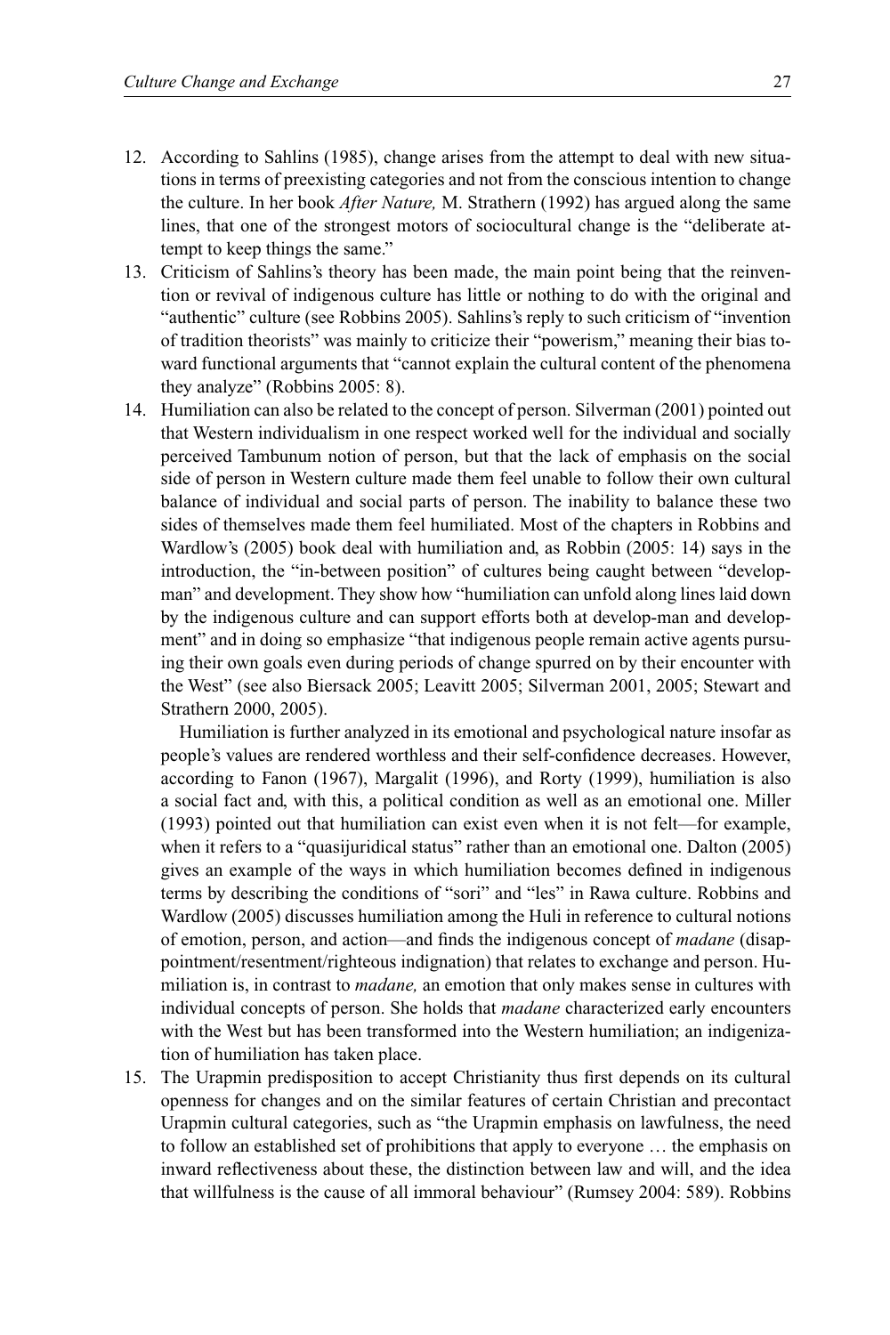12. According to Sahlins (1985), change arises from the attempt to deal with new situations in terms of preexisting categories and not from the conscious intention to change the culture. In her book *After Nature,* M. Strathern (1992) has argued along the same lines, that one of the strongest motors of sociocultural change is the "deliberate attempt to keep things the same."
13. Criticism of Sahlins's theory has been made, the main point being that the reinvention or revival of indigenous culture has little or nothing to do with the original and "authentic" culture (see Robbins 2005). Sahlins's reply to such criticism of "invention of tradition theorists" was mainly to criticize their "powerism," meaning their bias toward functional arguments that "cannot explain the cultural content of the phenomena they analyze" (Robbins 2005: 8).
14. Humiliation can also be related to the concept of person. Silverman (2001) pointed out that Western individualism in one respect worked well for the individual and socially perceived Tambunum notion of person, but that the lack of emphasis on the social side of person in Western culture made them feel unable to follow their own cultural balance of individual and social parts of person. The inability to balance these two sides of themselves made them feel humiliated. Most of the chapters in Robbins and Wardlow's (2005) book deal with humiliation and, as Robbin (2005: 14) says in the introduction, the "in-between position" of cultures being caught between "develop-man" and development. They show how "humiliation can unfold along lines laid down by the indigenous culture and can support efforts both at develop-man and development" and in doing so emphasize "that indigenous people remain active agents pursuing their own goals even during periods of change spurred on by their encounter with the West" (see also Biersack 2005; Leavitt 2005; Silverman 2001, 2005; Stewart and Strathern 2000, 2005).

    Humiliation is further analyzed in its emotional and psychological nature insofar as people's values are rendered worthless and their self-confidence decreases. However, according to Fanon (1967), Margalit (1996), and Rorty (1999), humiliation is also a social fact and, with this, a political condition as well as an emotional one. Miller (1993) pointed out that humiliation can exist even when it is not felt—for example, when it refers to a "quasijuridical status" rather than an emotional one. Dalton (2005) gives an example of the ways in which humiliation becomes defined in indigenous terms by describing the conditions of "sori" and "les" in Rawa culture. Robbins and Wardlow (2005) discusses humiliation among the Huli in reference to cultural notions of emotion, person, and action—and finds the indigenous concept of *madane* (disappointment/resentment/righteous indignation) that relates to exchange and person. Humiliation is, in contrast to *madane,* an emotion that only makes sense in cultures with individual concepts of person. She holds that *madane* characterized early encounters with the West but has been transformed into the Western humiliation; an indigenization of humiliation has taken place.
15. The Urapmin predisposition to accept Christianity thus first depends on its cultural openness for changes and on the similar features of certain Christian and precontact Urapmin cultural categories, such as "the Urapmin emphasis on lawfulness, the need to follow an established set of prohibitions that apply to everyone … the emphasis on inward reflectiveness about these, the distinction between law and will, and the idea that willfulness is the cause of all immoral behaviour" (Rumsey 2004: 589). Robbins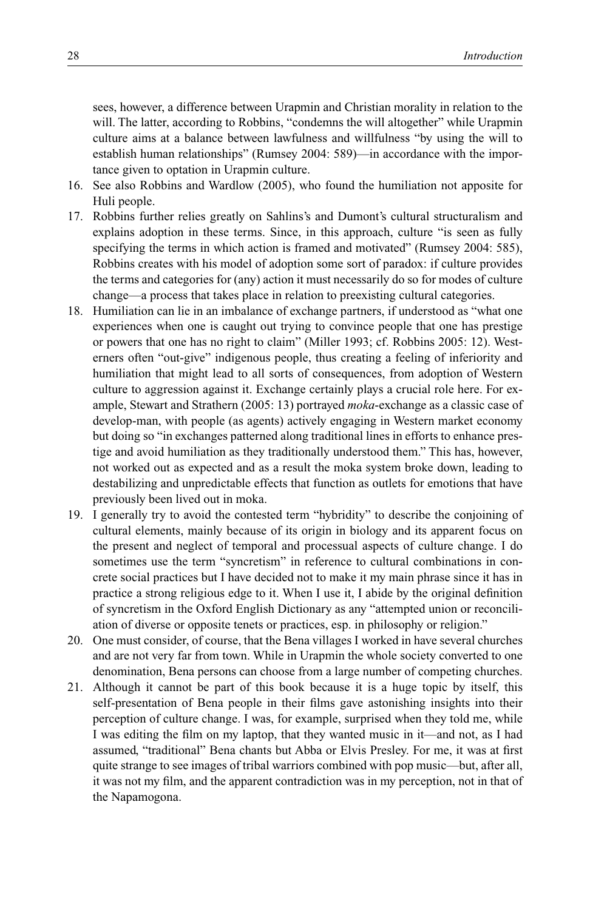sees, however, a difference between Urapmin and Christian morality in relation to the will. The latter, according to Robbins, "condemns the will altogether" while Urapmin culture aims at a balance between lawfulness and willfulness "by using the will to establish human relationships" (Rumsey 2004: 589)—in accordance with the importance given to optation in Urapmin culture.

16. See also Robbins and Wardlow (2005), who found the humiliation not apposite for Huli people.
17. Robbins further relies greatly on Sahlins's and Dumont's cultural structuralism and explains adoption in these terms. Since, in this approach, culture "is seen as fully specifying the terms in which action is framed and motivated" (Rumsey 2004: 585), Robbins creates with his model of adoption some sort of paradox: if culture provides the terms and categories for (any) action it must necessarily do so for modes of culture change—a process that takes place in relation to preexisting cultural categories.
18. Humiliation can lie in an imbalance of exchange partners, if understood as "what one experiences when one is caught out trying to convince people that one has prestige or powers that one has no right to claim" (Miller 1993; cf. Robbins 2005: 12). Westerners often "out-give" indigenous people, thus creating a feeling of inferiority and humiliation that might lead to all sorts of consequences, from adoption of Western culture to aggression against it. Exchange certainly plays a crucial role here. For example, Stewart and Strathern (2005: 13) portrayed *moka*-exchange as a classic case of develop-man, with people (as agents) actively engaging in Western market economy but doing so "in exchanges patterned along traditional lines in efforts to enhance prestige and avoid humiliation as they traditionally understood them." This has, however, not worked out as expected and as a result the moka system broke down, leading to destabilizing and unpredictable effects that function as outlets for emotions that have previously been lived out in moka.
19. I generally try to avoid the contested term "hybridity" to describe the conjoining of cultural elements, mainly because of its origin in biology and its apparent focus on the present and neglect of temporal and processual aspects of culture change. I do sometimes use the term "syncretism" in reference to cultural combinations in concrete social practices but I have decided not to make it my main phrase since it has in practice a strong religious edge to it. When I use it, I abide by the original definition of syncretism in the Oxford English Dictionary as any "attempted union or reconciliation of diverse or opposite tenets or practices, esp. in philosophy or religion."
20. One must consider, of course, that the Bena villages I worked in have several churches and are not very far from town. While in Urapmin the whole society converted to one denomination, Bena persons can choose from a large number of competing churches.
21. Although it cannot be part of this book because it is a huge topic by itself, this self-presentation of Bena people in their films gave astonishing insights into their perception of culture change. I was, for example, surprised when they told me, while I was editing the film on my laptop, that they wanted music in it—and not, as I had assumed, "traditional" Bena chants but Abba or Elvis Presley. For me, it was at first quite strange to see images of tribal warriors combined with pop music—but, after all, it was not my film, and the apparent contradiction was in my perception, not in that of the Napamogona.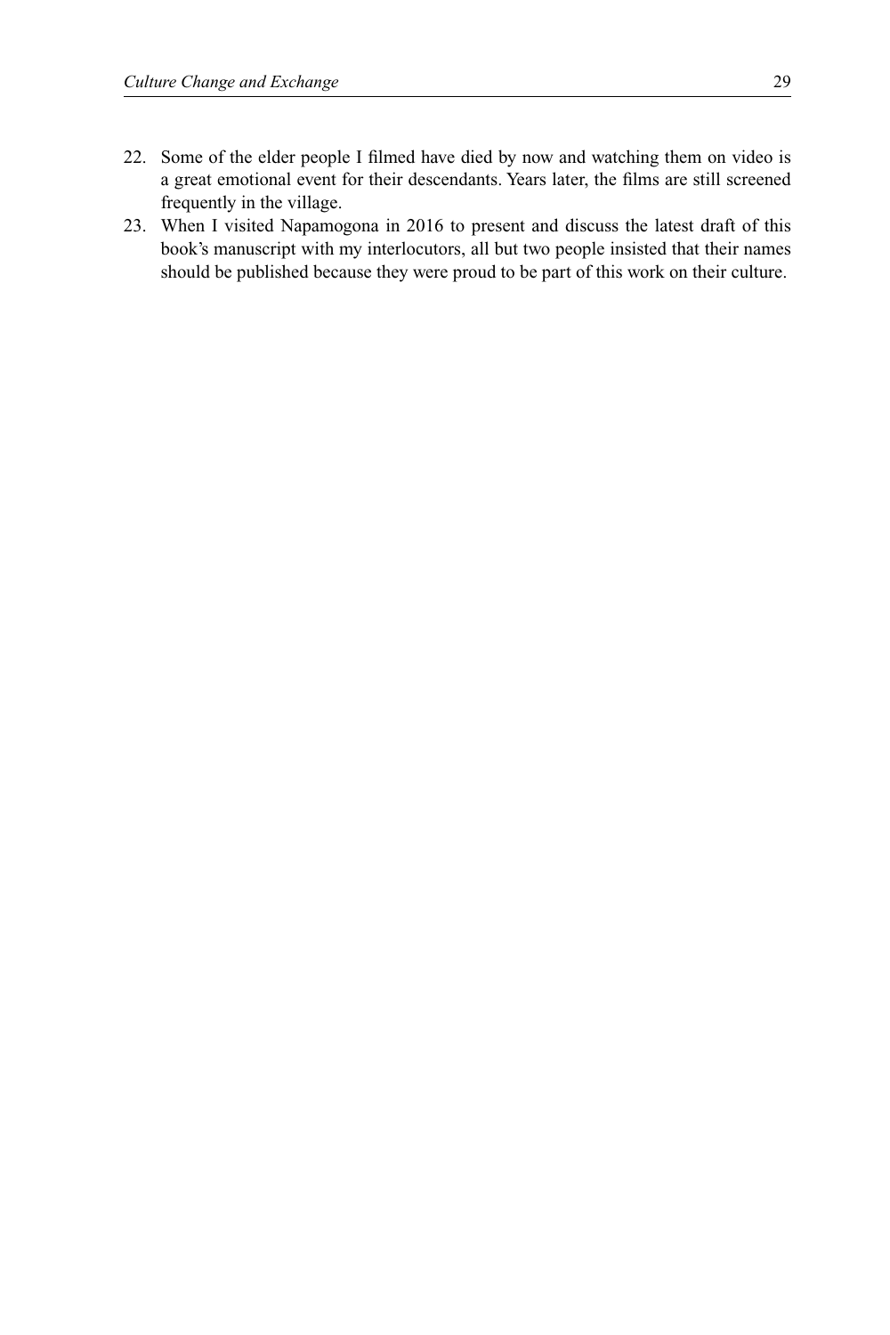22. Some of the elder people I filmed have died by now and watching them on video is a great emotional event for their descendants. Years later, the films are still screened frequently in the village.
23. When I visited Napamogona in 2016 to present and discuss the latest draft of this book's manuscript with my interlocutors, all but two people insisted that their names should be published because they were proud to be part of this work on their culture.